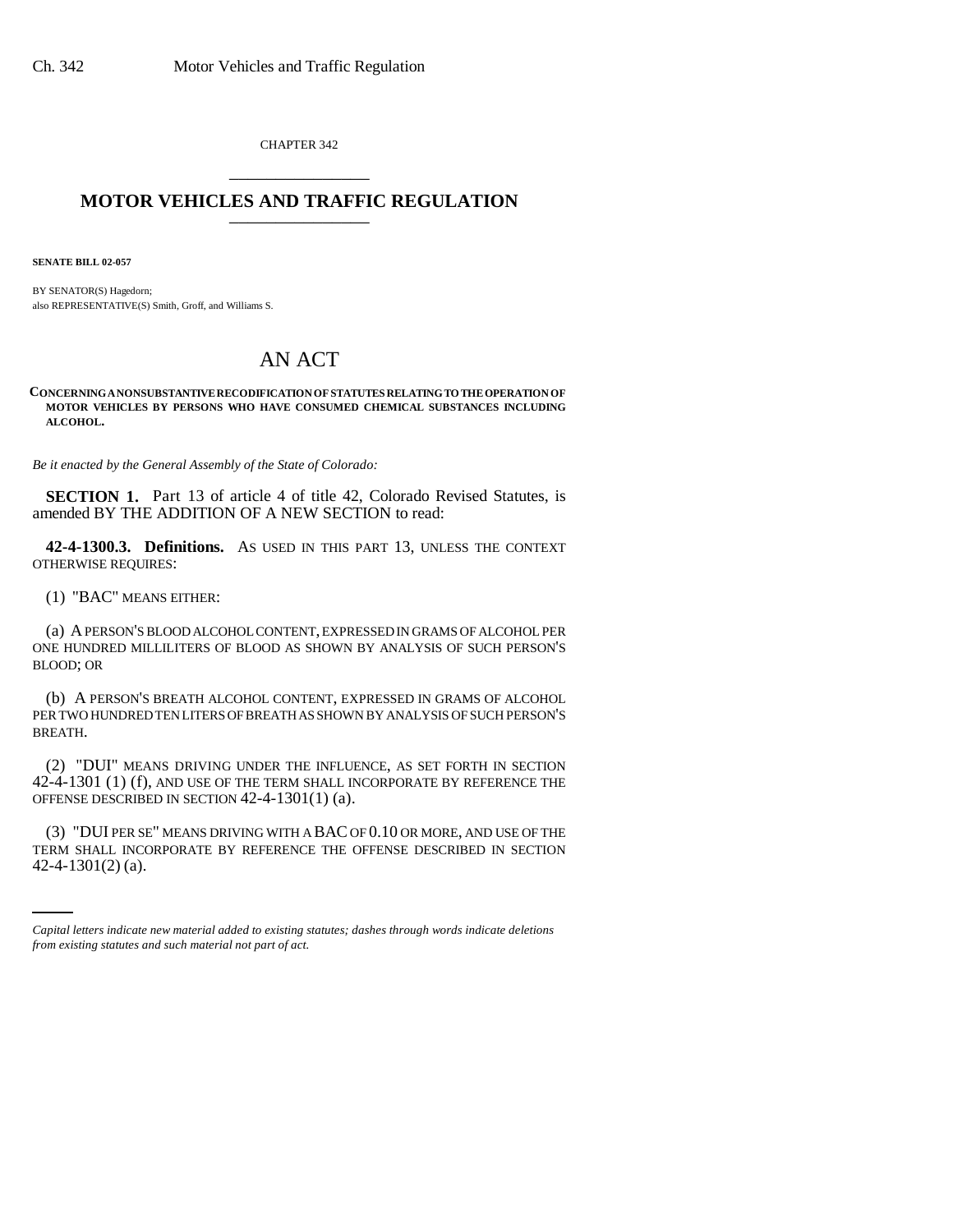CHAPTER 342

# MOTOR VEHICLES AND TRAFFIC REGULATION

**SENATE BILL 02-057**

BY SENATOR(S) Hagedorn;
also REPRESENTATIVE(S) Smith, Groff, and Williams S.

## AN ACT

**CONCERNING A NONSUBSTANTIVE RECODIFICATION OF STATUTES RELATING TO THE OPERATION OF MOTOR VEHICLES BY PERSONS WHO HAVE CONSUMED CHEMICAL SUBSTANCES INCLUDING ALCOHOL.**

*Be it enacted by the General Assembly of the State of Colorado:*

**SECTION 1.** Part 13 of article 4 of title 42, Colorado Revised Statutes, is amended BY THE ADDITION OF A NEW SECTION to read:

**42-4-1300.3. Definitions.** AS USED IN THIS PART 13, UNLESS THE CONTEXT OTHERWISE REQUIRES:

(1) "BAC" MEANS EITHER:

(a) A PERSON'S BLOOD ALCOHOL CONTENT, EXPRESSED IN GRAMS OF ALCOHOL PER ONE HUNDRED MILLILITERS OF BLOOD AS SHOWN BY ANALYSIS OF SUCH PERSON'S BLOOD; OR

(b) A PERSON'S BREATH ALCOHOL CONTENT, EXPRESSED IN GRAMS OF ALCOHOL PER TWO HUNDRED TEN LITERS OF BREATH AS SHOWN BY ANALYSIS OF SUCH PERSON'S BREATH.

(2) "DUI" MEANS DRIVING UNDER THE INFLUENCE, AS SET FORTH IN SECTION 42-4-1301 (1) (f), AND USE OF THE TERM SHALL INCORPORATE BY REFERENCE THE OFFENSE DESCRIBED IN SECTION 42-4-1301(1) (a).

(3) "DUI PER SE" MEANS DRIVING WITH A BAC OF 0.10 OR MORE, AND USE OF THE TERM SHALL INCORPORATE BY REFERENCE THE OFFENSE DESCRIBED IN SECTION 42-4-1301(2) (a).

*Capital letters indicate new material added to existing statutes; dashes through words indicate deletions from existing statutes and such material not part of act.*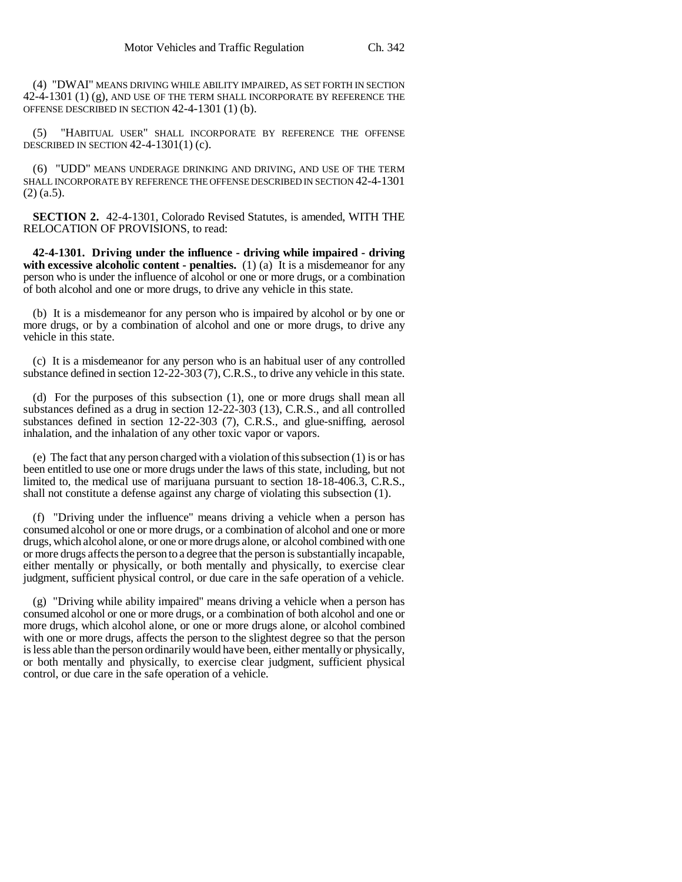(4) "DWAI" MEANS DRIVING WHILE ABILITY IMPAIRED, AS SET FORTH IN SECTION 42-4-1301 (1) (g), AND USE OF THE TERM SHALL INCORPORATE BY REFERENCE THE OFFENSE DESCRIBED IN SECTION 42-4-1301 (1) (b).

(5) "HABITUAL USER" SHALL INCORPORATE BY REFERENCE THE OFFENSE DESCRIBED IN SECTION 42-4-1301(1) (c).

(6) "UDD" MEANS UNDERAGE DRINKING AND DRIVING, AND USE OF THE TERM SHALL INCORPORATE BY REFERENCE THE OFFENSE DESCRIBED IN SECTION 42-4-1301 (2) (a.5).

**SECTION 2.** 42-4-1301, Colorado Revised Statutes, is amended, WITH THE RELOCATION OF PROVISIONS, to read:

**42-4-1301. Driving under the influence - driving while impaired - driving with excessive alcoholic content - penalties.** (1) (a) It is a misdemeanor for any person who is under the influence of alcohol or one or more drugs, or a combination of both alcohol and one or more drugs, to drive any vehicle in this state.

(b) It is a misdemeanor for any person who is impaired by alcohol or by one or more drugs, or by a combination of alcohol and one or more drugs, to drive any vehicle in this state.

(c) It is a misdemeanor for any person who is an habitual user of any controlled substance defined in section 12-22-303 (7), C.R.S., to drive any vehicle in this state.

(d) For the purposes of this subsection (1), one or more drugs shall mean all substances defined as a drug in section 12-22-303 (13), C.R.S., and all controlled substances defined in section 12-22-303 (7), C.R.S., and glue-sniffing, aerosol inhalation, and the inhalation of any other toxic vapor or vapors.

(e) The fact that any person charged with a violation of this subsection (1) is or has been entitled to use one or more drugs under the laws of this state, including, but not limited to, the medical use of marijuana pursuant to section 18-18-406.3, C.R.S., shall not constitute a defense against any charge of violating this subsection (1).

(f) "Driving under the influence" means driving a vehicle when a person has consumed alcohol or one or more drugs, or a combination of alcohol and one or more drugs, which alcohol alone, or one or more drugs alone, or alcohol combined with one or more drugs affects the person to a degree that the person is substantially incapable, either mentally or physically, or both mentally and physically, to exercise clear judgment, sufficient physical control, or due care in the safe operation of a vehicle.

(g) "Driving while ability impaired" means driving a vehicle when a person has consumed alcohol or one or more drugs, or a combination of both alcohol and one or more drugs, which alcohol alone, or one or more drugs alone, or alcohol combined with one or more drugs, affects the person to the slightest degree so that the person is less able than the person ordinarily would have been, either mentally or physically, or both mentally and physically, to exercise clear judgment, sufficient physical control, or due care in the safe operation of a vehicle.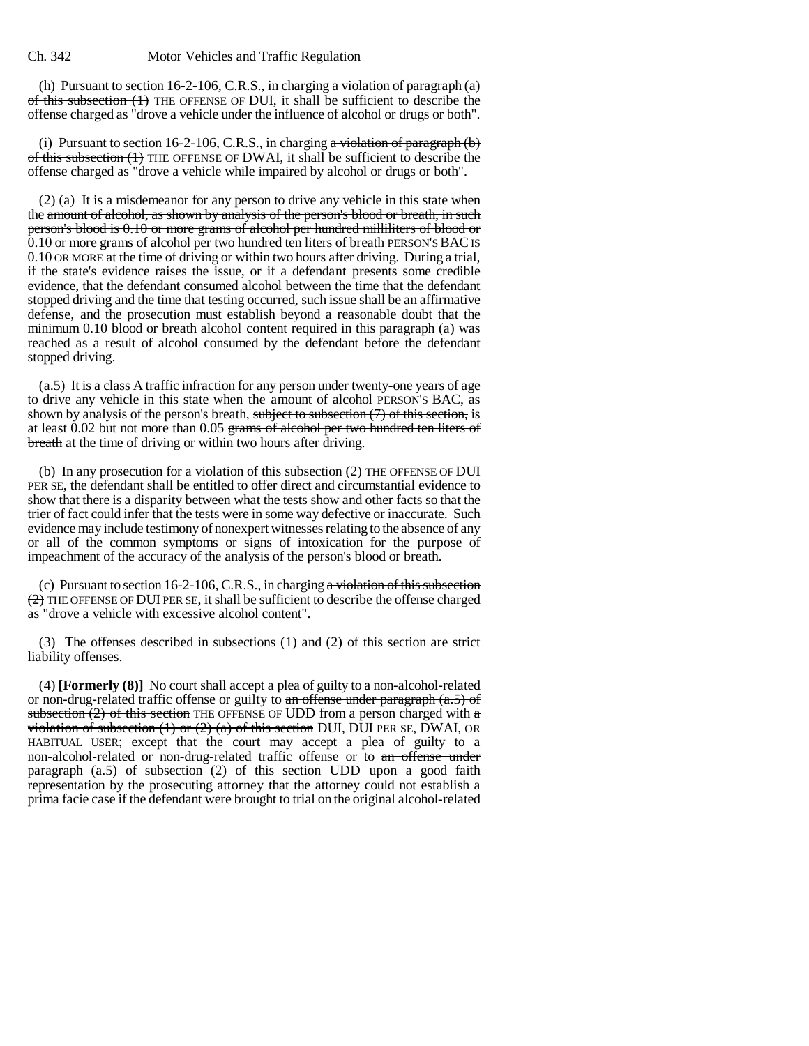(h) Pursuant to section 16-2-106, C.R.S., in charging ~~a violation of paragraph (a) of this subsection (1)~~ THE OFFENSE OF DUI, it shall be sufficient to describe the offense charged as "drove a vehicle under the influence of alcohol or drugs or both".

(i) Pursuant to section 16-2-106, C.R.S., in charging ~~a violation of paragraph (b) of this subsection (1)~~ THE OFFENSE OF DWAI, it shall be sufficient to describe the offense charged as "drove a vehicle while impaired by alcohol or drugs or both".

(2) (a) It is a misdemeanor for any person to drive any vehicle in this state when the ~~amount of alcohol, as shown by analysis of the person's blood or breath, in such person's blood is 0.10 or more grams of alcohol per hundred milliliters of blood or 0.10 or more grams of alcohol per two hundred ten liters of breath~~ PERSON'S BAC IS 0.10 OR MORE at the time of driving or within two hours after driving. During a trial, if the state's evidence raises the issue, or if a defendant presents some credible evidence, that the defendant consumed alcohol between the time that the defendant stopped driving and the time that testing occurred, such issue shall be an affirmative defense, and the prosecution must establish beyond a reasonable doubt that the minimum 0.10 blood or breath alcohol content required in this paragraph (a) was reached as a result of alcohol consumed by the defendant before the defendant stopped driving.

(a.5) It is a class A traffic infraction for any person under twenty-one years of age to drive any vehicle in this state when the ~~amount of alcohol~~ PERSON'S BAC, as shown by analysis of the person's breath, ~~subject to subsection (7) of this section,~~ is at least 0.02 but not more than 0.05 ~~grams of alcohol per two hundred ten liters of breath~~ at the time of driving or within two hours after driving.

(b) In any prosecution for ~~a violation of this subsection (2)~~ THE OFFENSE OF DUI PER SE, the defendant shall be entitled to offer direct and circumstantial evidence to show that there is a disparity between what the tests show and other facts so that the trier of fact could infer that the tests were in some way defective or inaccurate. Such evidence may include testimony of nonexpert witnesses relating to the absence of any or all of the common symptoms or signs of intoxication for the purpose of impeachment of the accuracy of the analysis of the person's blood or breath.

(c) Pursuant to section 16-2-106, C.R.S., in charging ~~a violation of this subsection (2)~~ THE OFFENSE OF DUI PER SE, it shall be sufficient to describe the offense charged as "drove a vehicle with excessive alcohol content".

(3) The offenses described in subsections (1) and (2) of this section are strict liability offenses.

(4) **[Formerly (8)]** No court shall accept a plea of guilty to a non-alcohol-related or non-drug-related traffic offense or guilty to ~~an offense under paragraph (a.5) of subsection (2) of this section~~ THE OFFENSE OF UDD from a person charged with ~~a violation of subsection (1) or (2) (a) of this section~~ DUI, DUI PER SE, DWAI, OR HABITUAL USER; except that the court may accept a plea of guilty to a non-alcohol-related or non-drug-related traffic offense or to ~~an offense under paragraph (a.5) of subsection (2) of this section~~ UDD upon a good faith representation by the prosecuting attorney that the attorney could not establish a prima facie case if the defendant were brought to trial on the original alcohol-related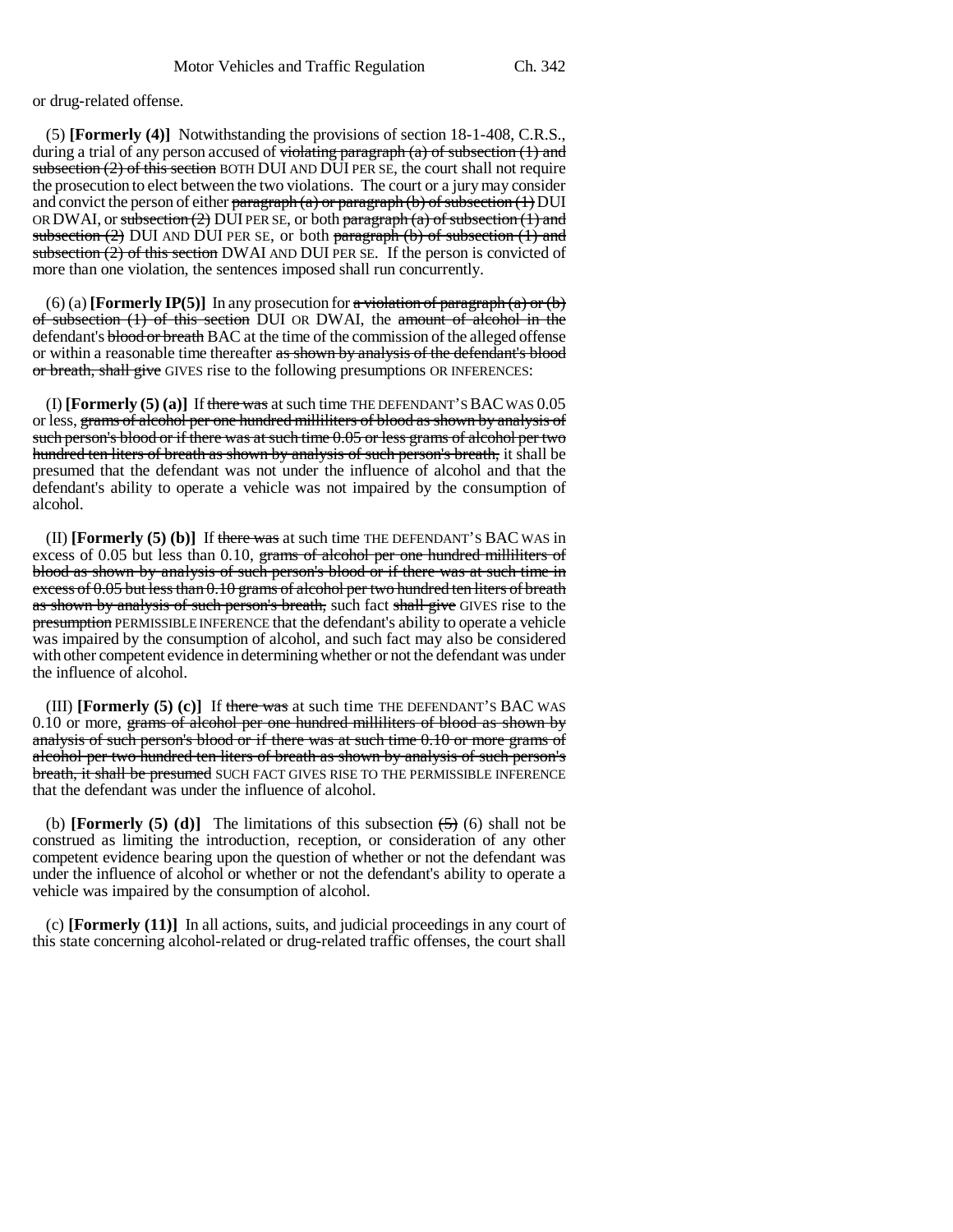or drug-related offense.

(5) **[Formerly (4)]** Notwithstanding the provisions of section 18-1-408, C.R.S., during a trial of any person accused of ~~violating paragraph (a) of subsection (1) and subsection (2) of this section~~ BOTH DUI AND DUI PER SE, the court shall not require the prosecution to elect between the two violations. The court or a jury may consider and convict the person of either ~~paragraph (a) or paragraph (b) of subsection (1)~~ DUI OR DWAI, or ~~subsection (2)~~ DUI PER SE, or both ~~paragraph (a) of subsection (1) and subsection (2)~~ DUI AND DUI PER SE, or both ~~paragraph (b) of subsection (1) and subsection (2) of this section~~ DWAI AND DUI PER SE. If the person is convicted of more than one violation, the sentences imposed shall run concurrently.

(6) (a) **[Formerly IP(5)]** In any prosecution for ~~a violation of paragraph (a) or (b) of subsection (1) of this section~~ DUI OR DWAI, the ~~amount of alcohol in the~~ defendant's ~~blood or breath~~ BAC at the time of the commission of the alleged offense or within a reasonable time thereafter ~~as shown by analysis of the defendant's blood or breath, shall give~~ GIVES rise to the following presumptions OR INFERENCES:

(I) **[Formerly (5) (a)]** If ~~there was~~ at such time THE DEFENDANT'S BAC WAS 0.05 or less, ~~grams of alcohol per one hundred milliliters of blood as shown by analysis of such person's blood or if there was at such time 0.05 or less grams of alcohol per two hundred ten liters of breath as shown by analysis of such person's breath,~~ it shall be presumed that the defendant was not under the influence of alcohol and that the defendant's ability to operate a vehicle was not impaired by the consumption of alcohol.

(II) **[Formerly (5) (b)]** If ~~there was~~ at such time THE DEFENDANT'S BAC WAS in excess of 0.05 but less than 0.10, ~~grams of alcohol per one hundred milliliters of blood as shown by analysis of such person's blood or if there was at such time in excess of 0.05 but less than 0.10 grams of alcohol per two hundred ten liters of breath as shown by analysis of such person's breath,~~ such fact ~~shall give~~ GIVES rise to the ~~presumption~~ PERMISSIBLE INFERENCE that the defendant's ability to operate a vehicle was impaired by the consumption of alcohol, and such fact may also be considered with other competent evidence in determining whether or not the defendant was under the influence of alcohol.

(III) **[Formerly (5) (c)]** If ~~there was~~ at such time THE DEFENDANT'S BAC WAS 0.10 or more, ~~grams of alcohol per one hundred milliliters of blood as shown by analysis of such person's blood or if there was at such time 0.10 or more grams of alcohol per two hundred ten liters of breath as shown by analysis of such person's breath, it shall be presumed~~ SUCH FACT GIVES RISE TO THE PERMISSIBLE INFERENCE that the defendant was under the influence of alcohol.

(b) **[Formerly (5) (d)]** The limitations of this subsection ~~(5)~~ (6) shall not be construed as limiting the introduction, reception, or consideration of any other competent evidence bearing upon the question of whether or not the defendant was under the influence of alcohol or whether or not the defendant's ability to operate a vehicle was impaired by the consumption of alcohol.

(c) **[Formerly (11)]** In all actions, suits, and judicial proceedings in any court of this state concerning alcohol-related or drug-related traffic offenses, the court shall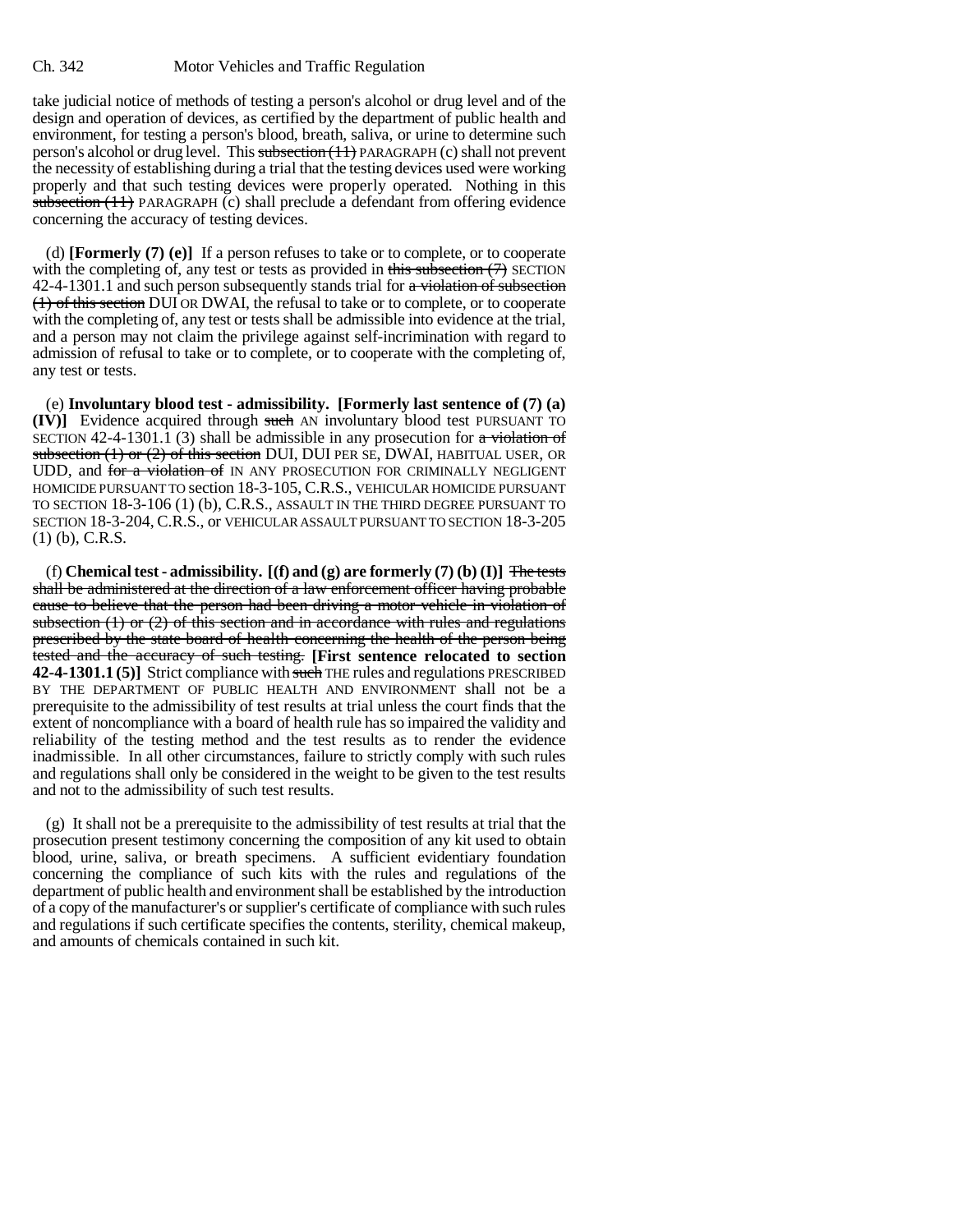take judicial notice of methods of testing a person's alcohol or drug level and of the design and operation of devices, as certified by the department of public health and environment, for testing a person's blood, breath, saliva, or urine to determine such person's alcohol or drug level. This ~~subsection (11)~~ PARAGRAPH (c) shall not prevent the necessity of establishing during a trial that the testing devices used were working properly and that such testing devices were properly operated. Nothing in this ~~subsection (11)~~ PARAGRAPH (c) shall preclude a defendant from offering evidence concerning the accuracy of testing devices.

(d) **[Formerly (7) (e)]** If a person refuses to take or to complete, or to cooperate with the completing of, any test or tests as provided in ~~this subsection (7)~~ SECTION 42-4-1301.1 and such person subsequently stands trial for ~~a violation of subsection (1) of this section~~ DUI OR DWAI, the refusal to take or to complete, or to cooperate with the completing of, any test or tests shall be admissible into evidence at the trial, and a person may not claim the privilege against self-incrimination with regard to admission of refusal to take or to complete, or to cooperate with the completing of, any test or tests.

(e) **Involuntary blood test - admissibility. [Formerly last sentence of (7) (a) (IV)]** Evidence acquired through ~~such~~ AN involuntary blood test PURSUANT TO SECTION 42-4-1301.1 (3) shall be admissible in any prosecution for ~~a violation of subsection (1) or (2) of this section~~ DUI, DUI PER SE, DWAI, HABITUAL USER, OR UDD, and ~~for a violation of~~ IN ANY PROSECUTION FOR CRIMINALLY NEGLIGENT HOMICIDE PURSUANT TO section 18-3-105, C.R.S., VEHICULAR HOMICIDE PURSUANT TO SECTION 18-3-106 (1) (b), C.R.S., ASSAULT IN THE THIRD DEGREE PURSUANT TO SECTION 18-3-204, C.R.S., or VEHICULAR ASSAULT PURSUANT TO SECTION 18-3-205 (1) (b), C.R.S.

(f) **Chemical test - admissibility. [(f) and (g) are formerly (7) (b) (I)]** ~~The tests shall be administered at the direction of a law enforcement officer having probable cause to believe that the person had been driving a motor vehicle in violation of subsection (1) or (2) of this section and in accordance with rules and regulations prescribed by the state board of health concerning the health of the person being tested and the accuracy of such testing.~~ **[First sentence relocated to section 42-4-1301.1 (5)]** Strict compliance with ~~such~~ THE rules and regulations PRESCRIBED BY THE DEPARTMENT OF PUBLIC HEALTH AND ENVIRONMENT shall not be a prerequisite to the admissibility of test results at trial unless the court finds that the extent of noncompliance with a board of health rule has so impaired the validity and reliability of the testing method and the test results as to render the evidence inadmissible. In all other circumstances, failure to strictly comply with such rules and regulations shall only be considered in the weight to be given to the test results and not to the admissibility of such test results.

(g) It shall not be a prerequisite to the admissibility of test results at trial that the prosecution present testimony concerning the composition of any kit used to obtain blood, urine, saliva, or breath specimens. A sufficient evidentiary foundation concerning the compliance of such kits with the rules and regulations of the department of public health and environment shall be established by the introduction of a copy of the manufacturer's or supplier's certificate of compliance with such rules and regulations if such certificate specifies the contents, sterility, chemical makeup, and amounts of chemicals contained in such kit.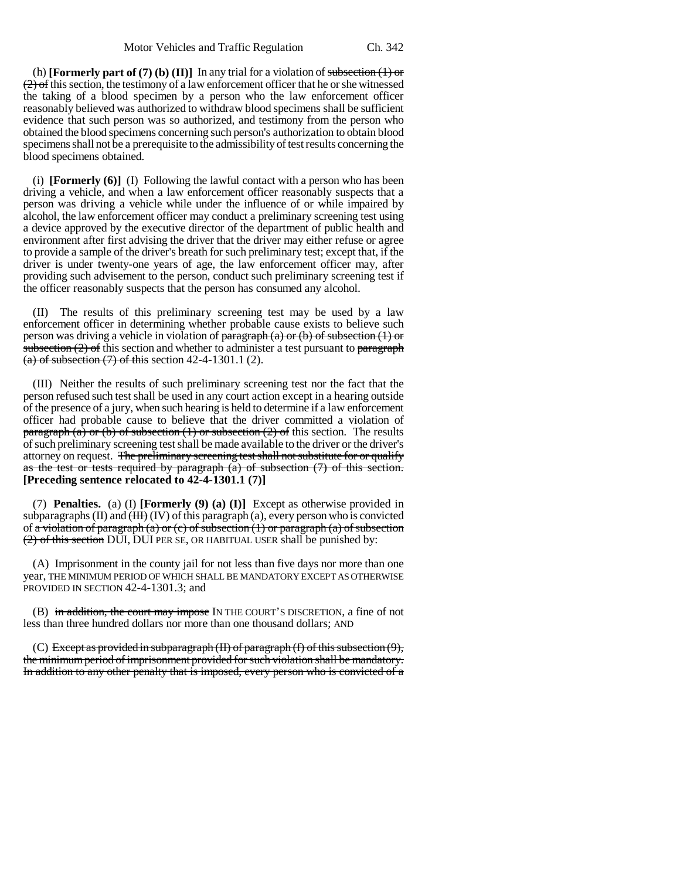(h) **[Formerly part of (7) (b) (II)]** In any trial for a violation of ~~subsection (1) or (2) of~~ this section, the testimony of a law enforcement officer that he or she witnessed the taking of a blood specimen by a person who the law enforcement officer reasonably believed was authorized to withdraw blood specimens shall be sufficient evidence that such person was so authorized, and testimony from the person who obtained the blood specimens concerning such person's authorization to obtain blood specimens shall not be a prerequisite to the admissibility of test results concerning the blood specimens obtained.

(i) **[Formerly (6)]** (I) Following the lawful contact with a person who has been driving a vehicle, and when a law enforcement officer reasonably suspects that a person was driving a vehicle while under the influence of or while impaired by alcohol, the law enforcement officer may conduct a preliminary screening test using a device approved by the executive director of the department of public health and environment after first advising the driver that the driver may either refuse or agree to provide a sample of the driver's breath for such preliminary test; except that, if the driver is under twenty-one years of age, the law enforcement officer may, after providing such advisement to the person, conduct such preliminary screening test if the officer reasonably suspects that the person has consumed any alcohol.

(II) The results of this preliminary screening test may be used by a law enforcement officer in determining whether probable cause exists to believe such person was driving a vehicle in violation of ~~paragraph (a) or (b) of subsection (1) or subsection (2) of~~ this section and whether to administer a test pursuant to ~~paragraph (a) of subsection (7) of this~~ section 42-4-1301.1 (2).

(III) Neither the results of such preliminary screening test nor the fact that the person refused such test shall be used in any court action except in a hearing outside of the presence of a jury, when such hearing is held to determine if a law enforcement officer had probable cause to believe that the driver committed a violation of ~~paragraph (a) or (b) of subsection (1) or subsection (2) of~~ this section. The results of such preliminary screening test shall be made available to the driver or the driver's attorney on request. ~~The preliminary screening test shall not substitute for or qualify as the test or tests required by paragraph (a) of subsection (7) of this section.~~ **[Preceding sentence relocated to 42-4-1301.1 (7)]**

(7) **Penalties.** (a) (I) **[Formerly (9) (a) (I)]** Except as otherwise provided in subparagraphs (II) and ~~(III)~~ (IV) of this paragraph (a), every person who is convicted of ~~a violation of paragraph (a) or (c) of subsection (1) or paragraph (a) of subsection (2) of this section~~ DUI, DUI PER SE, OR HABITUAL USER shall be punished by:

(A) Imprisonment in the county jail for not less than five days nor more than one year, THE MINIMUM PERIOD OF WHICH SHALL BE MANDATORY EXCEPT AS OTHERWISE PROVIDED IN SECTION 42-4-1301.3; and

(B) ~~in addition, the court may impose~~ IN THE COURT'S DISCRETION, a fine of not less than three hundred dollars nor more than one thousand dollars; AND

(C) ~~Except as provided in subparagraph (II) of paragraph (f) of this subsection (9), the minimum period of imprisonment provided for such violation shall be mandatory. In addition to any other penalty that is imposed, every person who is convicted of a~~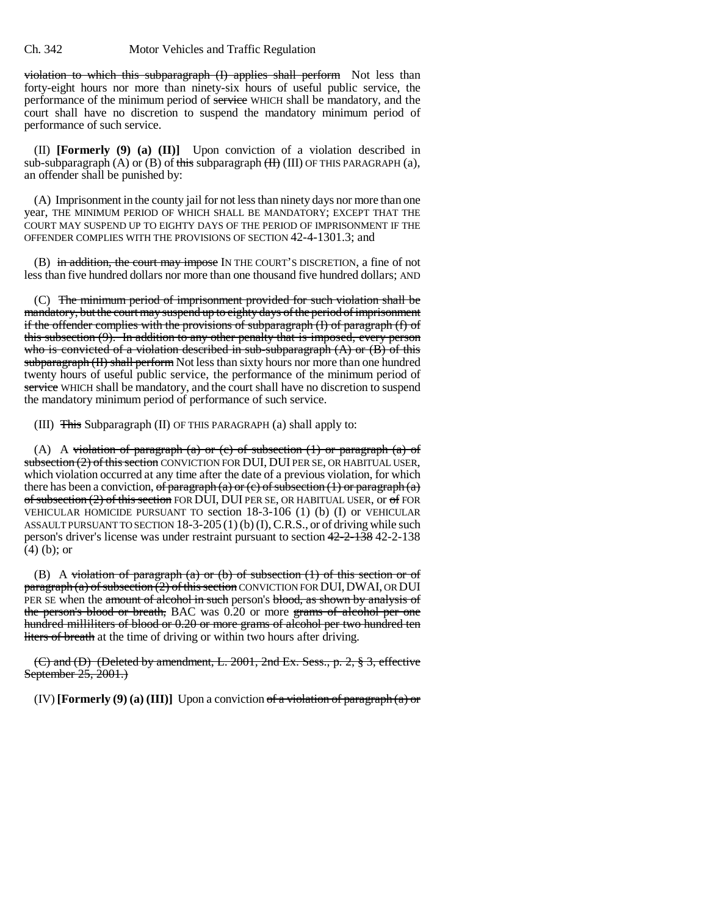violation to which this subparagraph (I) applies shall perform Not less than forty-eight hours nor more than ninety-six hours of useful public service, the performance of the minimum period of service WHICH shall be mandatory, and the court shall have no discretion to suspend the mandatory minimum period of performance of such service.

(II) **[Formerly (9) (a) (II)]** Upon conviction of a violation described in sub-subparagraph (A) or (B) of this subparagraph (II) (III) OF THIS PARAGRAPH (a), an offender shall be punished by:

(A) Imprisonment in the county jail for not less than ninety days nor more than one year, THE MINIMUM PERIOD OF WHICH SHALL BE MANDATORY; EXCEPT THAT THE COURT MAY SUSPEND UP TO EIGHTY DAYS OF THE PERIOD OF IMPRISONMENT IF THE OFFENDER COMPLIES WITH THE PROVISIONS OF SECTION 42-4-1301.3; and

(B) in addition, the court may impose IN THE COURT'S DISCRETION, a fine of not less than five hundred dollars nor more than one thousand five hundred dollars; AND

(C) The minimum period of imprisonment provided for such violation shall be mandatory, but the court may suspend up to eighty days of the period of imprisonment if the offender complies with the provisions of subparagraph (I) of paragraph (f) of this subsection (9). In addition to any other penalty that is imposed, every person who is convicted of a violation described in sub-subparagraph (A) or (B) of this subparagraph (II) shall perform Not less than sixty hours nor more than one hundred twenty hours of useful public service, the performance of the minimum period of service WHICH shall be mandatory, and the court shall have no discretion to suspend the mandatory minimum period of performance of such service.

(III) This Subparagraph (II) OF THIS PARAGRAPH (a) shall apply to:

(A) A violation of paragraph (a) or (c) of subsection (1) or paragraph (a) of subsection (2) of this section CONVICTION FOR DUI, DUI PER SE, OR HABITUAL USER, which violation occurred at any time after the date of a previous violation, for which there has been a conviction, of paragraph (a) or (c) of subsection (1) or paragraph (a) of subsection (2) of this section FOR DUI, DUI PER SE, OR HABITUAL USER, or of FOR VEHICULAR HOMICIDE PURSUANT TO section 18-3-106 (1) (b) (I) or VEHICULAR ASSAULT PURSUANT TO SECTION 18-3-205 (1) (b) (I), C.R.S., or of driving while such person's driver's license was under restraint pursuant to section 42-2-138 42-2-138 (4) (b); or

(B) A violation of paragraph (a) or (b) of subsection (1) of this section or of paragraph (a) of subsection (2) of this section CONVICTION FOR DUI, DWAI, OR DUI PER SE when the amount of alcohol in such person's blood, as shown by analysis of the person's blood or breath, BAC was 0.20 or more grams of alcohol per one hundred milliliters of blood or 0.20 or more grams of alcohol per two hundred ten liters of breath at the time of driving or within two hours after driving.

(C) and (D) (Deleted by amendment, L. 2001, 2nd Ex. Sess., p. 2, § 3, effective September 25, 2001.)

(IV) **[Formerly (9) (a) (III)]** Upon a conviction of a violation of paragraph (a) or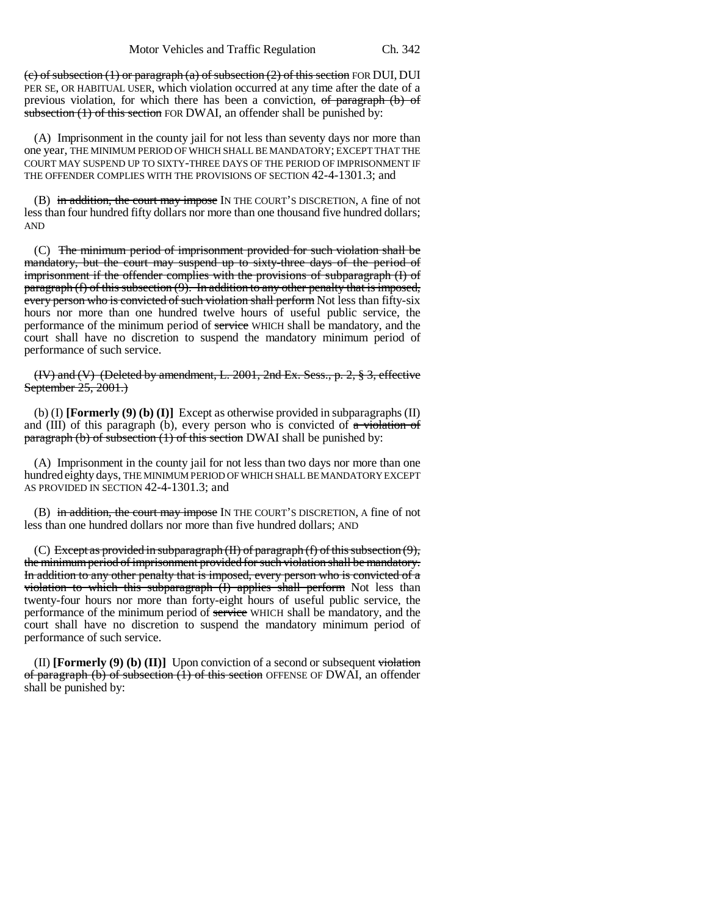(c) of subsection (1) or paragraph (a) of subsection (2) of this section FOR DUI, DUI PER SE, OR HABITUAL USER, which violation occurred at any time after the date of a previous violation, for which there has been a conviction, of paragraph (b) of subsection (1) of this section FOR DWAI, an offender shall be punished by:

(A) Imprisonment in the county jail for not less than seventy days nor more than one year, THE MINIMUM PERIOD OF WHICH SHALL BE MANDATORY; EXCEPT THAT THE COURT MAY SUSPEND UP TO SIXTY-THREE DAYS OF THE PERIOD OF IMPRISONMENT IF THE OFFENDER COMPLIES WITH THE PROVISIONS OF SECTION 42-4-1301.3; and

(B) in addition, the court may impose IN THE COURT'S DISCRETION, A fine of not less than four hundred fifty dollars nor more than one thousand five hundred dollars; AND

(C) The minimum period of imprisonment provided for such violation shall be mandatory, but the court may suspend up to sixty-three days of the period of imprisonment if the offender complies with the provisions of subparagraph (I) of paragraph (f) of this subsection (9). In addition to any other penalty that is imposed, every person who is convicted of such violation shall perform Not less than fifty-six hours nor more than one hundred twelve hours of useful public service, the performance of the minimum period of service WHICH shall be mandatory, and the court shall have no discretion to suspend the mandatory minimum period of performance of such service.

(IV) and (V) (Deleted by amendment, L. 2001, 2nd Ex. Sess., p. 2, § 3, effective September 25, 2001.)

(b) (I) **[Formerly (9) (b) (I)]** Except as otherwise provided in subparagraphs (II) and (III) of this paragraph (b), every person who is convicted of a violation of paragraph (b) of subsection (1) of this section DWAI shall be punished by:

(A) Imprisonment in the county jail for not less than two days nor more than one hundred eighty days, THE MINIMUM PERIOD OF WHICH SHALL BE MANDATORY EXCEPT AS PROVIDED IN SECTION 42-4-1301.3; and

(B) in addition, the court may impose IN THE COURT'S DISCRETION, A fine of not less than one hundred dollars nor more than five hundred dollars; AND

(C) Except as provided in subparagraph (II) of paragraph (f) of this subsection (9), the minimum period of imprisonment provided for such violation shall be mandatory. In addition to any other penalty that is imposed, every person who is convicted of a violation to which this subparagraph (I) applies shall perform Not less than twenty-four hours nor more than forty-eight hours of useful public service, the performance of the minimum period of service WHICH shall be mandatory, and the court shall have no discretion to suspend the mandatory minimum period of performance of such service.

(II) **[Formerly (9) (b) (II)]** Upon conviction of a second or subsequent violation of paragraph (b) of subsection (1) of this section OFFENSE OF DWAI, an offender shall be punished by: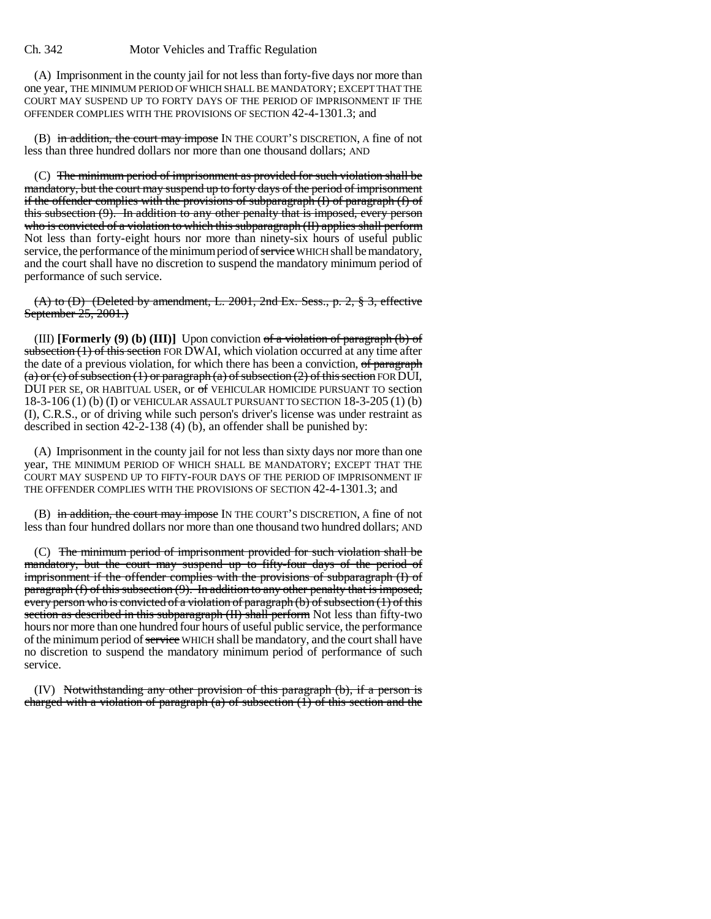(A) Imprisonment in the county jail for not less than forty-five days nor more than one year, THE MINIMUM PERIOD OF WHICH SHALL BE MANDATORY; EXCEPT THAT THE COURT MAY SUSPEND UP TO FORTY DAYS OF THE PERIOD OF IMPRISONMENT IF THE OFFENDER COMPLIES WITH THE PROVISIONS OF SECTION 42-4-1301.3; and

(B) ~~in addition, the court may impose~~ IN THE COURT'S DISCRETION, A fine of not less than three hundred dollars nor more than one thousand dollars; AND

(C) ~~The minimum period of imprisonment as provided for such violation shall be mandatory, but the court may suspend up to forty days of the period of imprisonment if the offender complies with the provisions of subparagraph (I) of paragraph (f) of this subsection (9). In addition to any other penalty that is imposed, every person who is convicted of a violation to which this subparagraph (II) applies shall perform~~ Not less than forty-eight hours nor more than ninety-six hours of useful public service, the performance of the minimum period of ~~service~~ WHICH shall be mandatory, and the court shall have no discretion to suspend the mandatory minimum period of performance of such service.

~~(A) to (D) (Deleted by amendment, L. 2001, 2nd Ex. Sess., p. 2, § 3, effective September 25, 2001.)~~

(III) **[Formerly (9) (b) (III)]** Upon conviction ~~of a violation of paragraph (b) of subsection (1) of this section~~ FOR DWAI, which violation occurred at any time after the date of a previous violation, for which there has been a conviction, ~~of paragraph (a) or (c) of subsection (1) or paragraph (a) of subsection (2) of this section~~ FOR DUI, DUI PER SE, OR HABITUAL USER, or ~~of~~ VEHICULAR HOMICIDE PURSUANT TO section 18-3-106 (1) (b) (I) or VEHICULAR ASSAULT PURSUANT TO SECTION 18-3-205 (1) (b) (I), C.R.S., or of driving while such person's driver's license was under restraint as described in section 42-2-138 (4) (b), an offender shall be punished by:

(A) Imprisonment in the county jail for not less than sixty days nor more than one year, THE MINIMUM PERIOD OF WHICH SHALL BE MANDATORY; EXCEPT THAT THE COURT MAY SUSPEND UP TO FIFTY-FOUR DAYS OF THE PERIOD OF IMPRISONMENT IF THE OFFENDER COMPLIES WITH THE PROVISIONS OF SECTION 42-4-1301.3; and

(B) ~~in addition, the court may impose~~ IN THE COURT'S DISCRETION, A fine of not less than four hundred dollars nor more than one thousand two hundred dollars; AND

(C) ~~The minimum period of imprisonment provided for such violation shall be mandatory, but the court may suspend up to fifty-four days of the period of imprisonment if the offender complies with the provisions of subparagraph (I) of paragraph (f) of this subsection (9). In addition to any other penalty that is imposed, every person who is convicted of a violation of paragraph (b) of subsection (1) of this section as described in this subparagraph (II) shall perform~~ Not less than fifty-two hours nor more than one hundred four hours of useful public service, the performance of the minimum period of ~~service~~ WHICH shall be mandatory, and the court shall have no discretion to suspend the mandatory minimum period of performance of such service.

(IV) ~~Notwithstanding any other provision of this paragraph (b), if a person is charged with a violation of paragraph (a) of subsection (1) of this section and the~~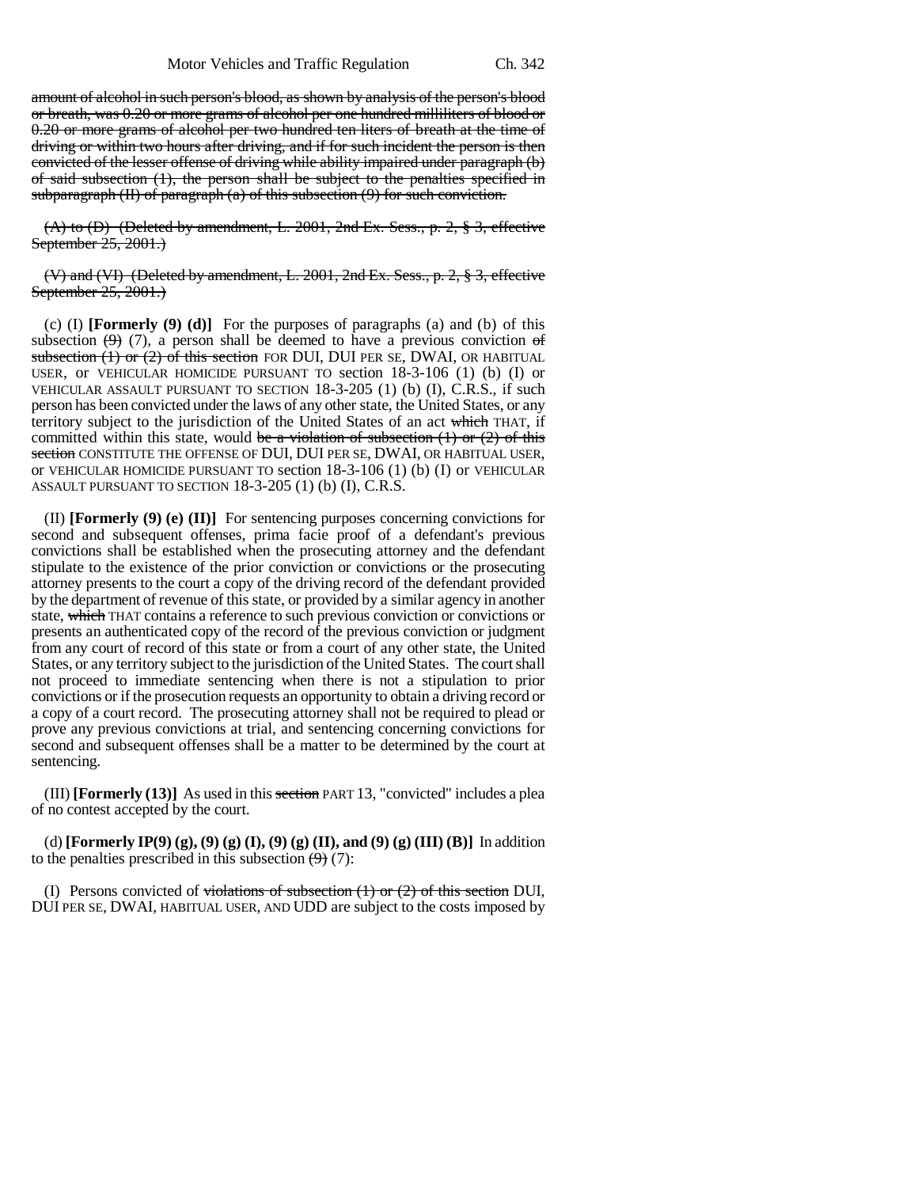amount of alcohol in such person's blood, as shown by analysis of the person's blood or breath, was 0.20 or more grams of alcohol per one hundred milliliters of blood or 0.20 or more grams of alcohol per two hundred ten liters of breath at the time of driving or within two hours after driving, and if for such incident the person is then convicted of the lesser offense of driving while ability impaired under paragraph (b) of said subsection (1), the person shall be subject to the penalties specified in subparagraph (II) of paragraph (a) of this subsection (9) for such conviction.

(A) to (D) (Deleted by amendment, L. 2001, 2nd Ex. Sess., p. 2, § 3, effective September 25, 2001.)

(V) and (VI) (Deleted by amendment, L. 2001, 2nd Ex. Sess., p. 2, § 3, effective September 25, 2001.)

(c) (I) **[Formerly (9) (d)]** For the purposes of paragraphs (a) and (b) of this subsection (9) (7), a person shall be deemed to have a previous conviction of subsection (1) or (2) of this section FOR DUI, DUI PER SE, DWAI, OR HABITUAL USER, or VEHICULAR HOMICIDE PURSUANT TO section 18-3-106 (1) (b) (I) or VEHICULAR ASSAULT PURSUANT TO SECTION 18-3-205 (1) (b) (I), C.R.S., if such person has been convicted under the laws of any other state, the United States, or any territory subject to the jurisdiction of the United States of an act which THAT, if committed within this state, would be a violation of subsection (1) or (2) of this section CONSTITUTE THE OFFENSE OF DUI, DUI PER SE, DWAI, OR HABITUAL USER, or VEHICULAR HOMICIDE PURSUANT TO section 18-3-106 (1) (b) (I) or VEHICULAR ASSAULT PURSUANT TO SECTION 18-3-205 (1) (b) (I), C.R.S.

(II) **[Formerly (9) (e) (II)]** For sentencing purposes concerning convictions for second and subsequent offenses, prima facie proof of a defendant's previous convictions shall be established when the prosecuting attorney and the defendant stipulate to the existence of the prior conviction or convictions or the prosecuting attorney presents to the court a copy of the driving record of the defendant provided by the department of revenue of this state, or provided by a similar agency in another state, which THAT contains a reference to such previous conviction or convictions or presents an authenticated copy of the record of the previous conviction or judgment from any court of record of this state or from a court of any other state, the United States, or any territory subject to the jurisdiction of the United States. The court shall not proceed to immediate sentencing when there is not a stipulation to prior convictions or if the prosecution requests an opportunity to obtain a driving record or a copy of a court record. The prosecuting attorney shall not be required to plead or prove any previous convictions at trial, and sentencing concerning convictions for second and subsequent offenses shall be a matter to be determined by the court at sentencing.

(III) **[Formerly (13)]** As used in this section PART 13, "convicted" includes a plea of no contest accepted by the court.

(d) **[Formerly IP(9) (g), (9) (g) (I), (9) (g) (II), and (9) (g) (III) (B)]** In addition to the penalties prescribed in this subsection (9) (7):

(I) Persons convicted of violations of subsection (1) or (2) of this section DUI, DUI PER SE, DWAI, HABITUAL USER, AND UDD are subject to the costs imposed by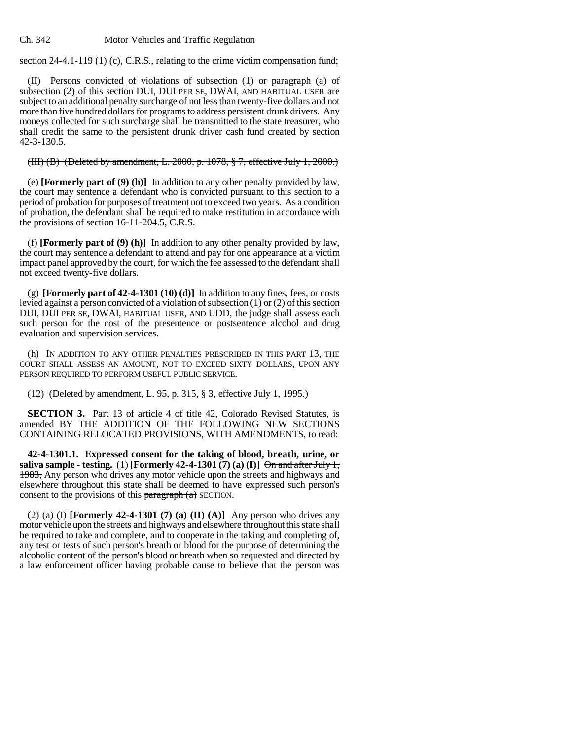section 24-4.1-119 (1) (c), C.R.S., relating to the crime victim compensation fund;

(II) Persons convicted of ~~violations of subsection (1) or paragraph (a) of subsection (2) of this section~~ DUI, DUI PER SE, DWAI, AND HABITUAL USER are subject to an additional penalty surcharge of not less than twenty-five dollars and not more than five hundred dollars for programs to address persistent drunk drivers. Any moneys collected for such surcharge shall be transmitted to the state treasurer, who shall credit the same to the persistent drunk driver cash fund created by section 42-3-130.5.

~~(III) (B) (Deleted by amendment, L. 2000, p. 1078, § 7, effective July 1, 2000.)~~

(e) **[Formerly part of (9) (h)]** In addition to any other penalty provided by law, the court may sentence a defendant who is convicted pursuant to this section to a period of probation for purposes of treatment not to exceed two years. As a condition of probation, the defendant shall be required to make restitution in accordance with the provisions of section 16-11-204.5, C.R.S.

(f) **[Formerly part of (9) (h)]** In addition to any other penalty provided by law, the court may sentence a defendant to attend and pay for one appearance at a victim impact panel approved by the court, for which the fee assessed to the defendant shall not exceed twenty-five dollars.

(g) **[Formerly part of 42-4-1301 (10) (d)]** In addition to any fines, fees, or costs levied against a person convicted of ~~a violation of subsection (1) or (2) of this section~~ DUI, DUI PER SE, DWAI, HABITUAL USER, AND UDD, the judge shall assess each such person for the cost of the presentence or postsentence alcohol and drug evaluation and supervision services.

(h) IN ADDITION TO ANY OTHER PENALTIES PRESCRIBED IN THIS PART 13, THE COURT SHALL ASSESS AN AMOUNT, NOT TO EXCEED SIXTY DOLLARS, UPON ANY PERSON REQUIRED TO PERFORM USEFUL PUBLIC SERVICE.

~~(12) (Deleted by amendment, L. 95, p. 315, § 3, effective July 1, 1995.)~~

**SECTION 3.** Part 13 of article 4 of title 42, Colorado Revised Statutes, is amended BY THE ADDITION OF THE FOLLOWING NEW SECTIONS CONTAINING RELOCATED PROVISIONS, WITH AMENDMENTS, to read:

**42-4-1301.1. Expressed consent for the taking of blood, breath, urine, or saliva sample - testing.** (1) **[Formerly 42-4-1301 (7) (a) (I)]** ~~On and after July 1, 1983,~~ Any person who drives any motor vehicle upon the streets and highways and elsewhere throughout this state shall be deemed to have expressed such person's consent to the provisions of this ~~paragraph (a)~~ SECTION.

(2) (a) (I) **[Formerly 42-4-1301 (7) (a) (II) (A)]** Any person who drives any motor vehicle upon the streets and highways and elsewhere throughout this state shall be required to take and complete, and to cooperate in the taking and completing of, any test or tests of such person's breath or blood for the purpose of determining the alcoholic content of the person's blood or breath when so requested and directed by a law enforcement officer having probable cause to believe that the person was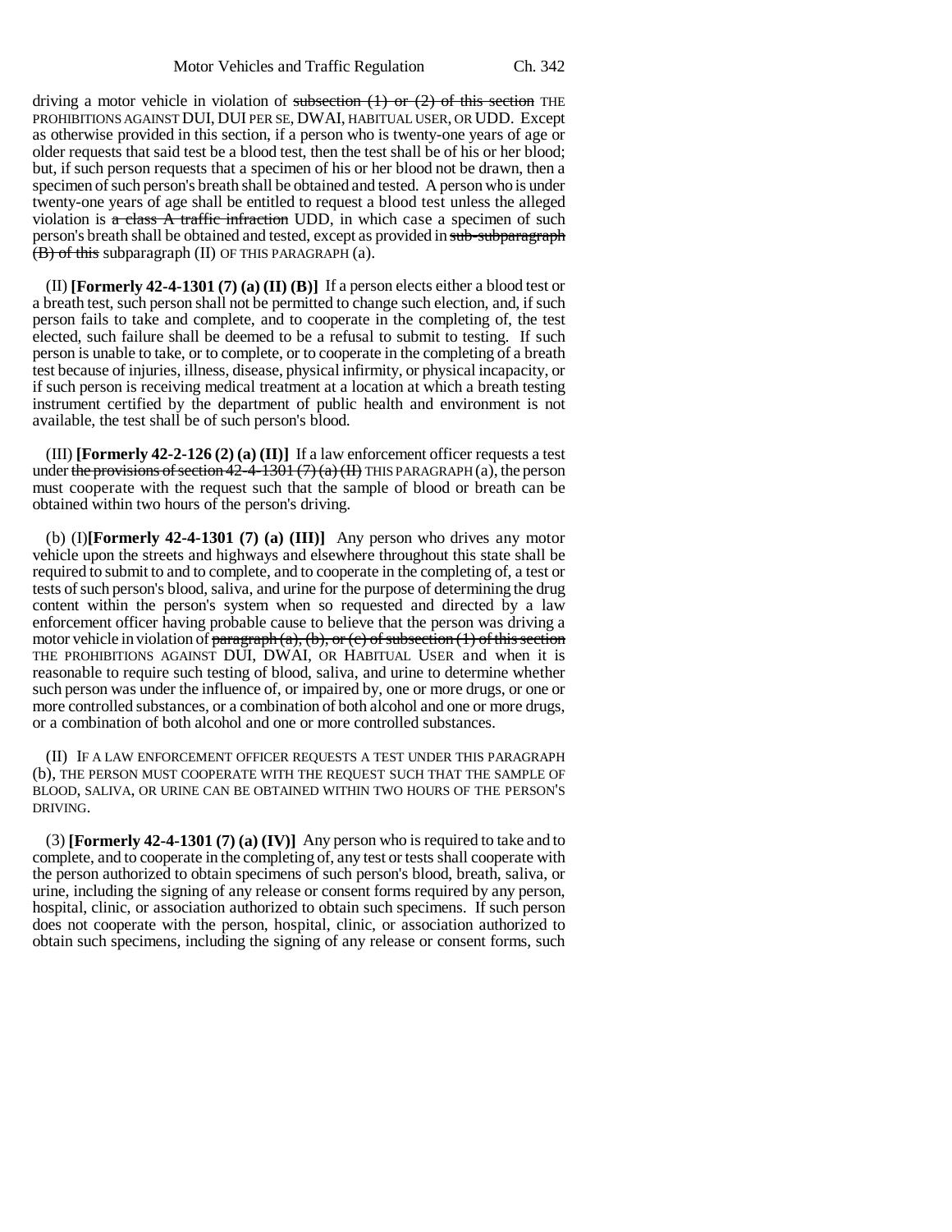driving a motor vehicle in violation of ~~subsection (1) or (2) of this section~~ THE PROHIBITIONS AGAINST DUI, DUI PER SE, DWAI, HABITUAL USER, OR UDD. Except as otherwise provided in this section, if a person who is twenty-one years of age or older requests that said test be a blood test, then the test shall be of his or her blood; but, if such person requests that a specimen of his or her blood not be drawn, then a specimen of such person's breath shall be obtained and tested. A person who is under twenty-one years of age shall be entitled to request a blood test unless the alleged violation is ~~a class A traffic infraction~~ UDD, in which case a specimen of such person's breath shall be obtained and tested, except as provided in ~~sub-subparagraph (B) of this~~ subparagraph (II) OF THIS PARAGRAPH (a).

(II) **[Formerly 42-4-1301 (7) (a) (II) (B)]** If a person elects either a blood test or a breath test, such person shall not be permitted to change such election, and, if such person fails to take and complete, and to cooperate in the completing of, the test elected, such failure shall be deemed to be a refusal to submit to testing. If such person is unable to take, or to complete, or to cooperate in the completing of a breath test because of injuries, illness, disease, physical infirmity, or physical incapacity, or if such person is receiving medical treatment at a location at which a breath testing instrument certified by the department of public health and environment is not available, the test shall be of such person's blood.

(III) **[Formerly 42-2-126 (2) (a) (II)]** If a law enforcement officer requests a test under ~~the provisions of section 42-4-1301 (7) (a) (II)~~ THIS PARAGRAPH (a), the person must cooperate with the request such that the sample of blood or breath can be obtained within two hours of the person's driving.

(b) (I) **[Formerly 42-4-1301 (7) (a) (III)]** Any person who drives any motor vehicle upon the streets and highways and elsewhere throughout this state shall be required to submit to and to complete, and to cooperate in the completing of, a test or tests of such person's blood, saliva, and urine for the purpose of determining the drug content within the person's system when so requested and directed by a law enforcement officer having probable cause to believe that the person was driving a motor vehicle in violation of ~~paragraph (a), (b), or (c) of subsection (1) of this section~~ THE PROHIBITIONS AGAINST DUI, DWAI, OR HABITUAL USER and when it is reasonable to require such testing of blood, saliva, and urine to determine whether such person was under the influence of, or impaired by, one or more drugs, or one or more controlled substances, or a combination of both alcohol and one or more drugs, or a combination of both alcohol and one or more controlled substances.

(II) IF A LAW ENFORCEMENT OFFICER REQUESTS A TEST UNDER THIS PARAGRAPH (b), THE PERSON MUST COOPERATE WITH THE REQUEST SUCH THAT THE SAMPLE OF BLOOD, SALIVA, OR URINE CAN BE OBTAINED WITHIN TWO HOURS OF THE PERSON'S DRIVING.

(3) **[Formerly 42-4-1301 (7) (a) (IV)]** Any person who is required to take and to complete, and to cooperate in the completing of, any test or tests shall cooperate with the person authorized to obtain specimens of such person's blood, breath, saliva, or urine, including the signing of any release or consent forms required by any person, hospital, clinic, or association authorized to obtain such specimens. If such person does not cooperate with the person, hospital, clinic, or association authorized to obtain such specimens, including the signing of any release or consent forms, such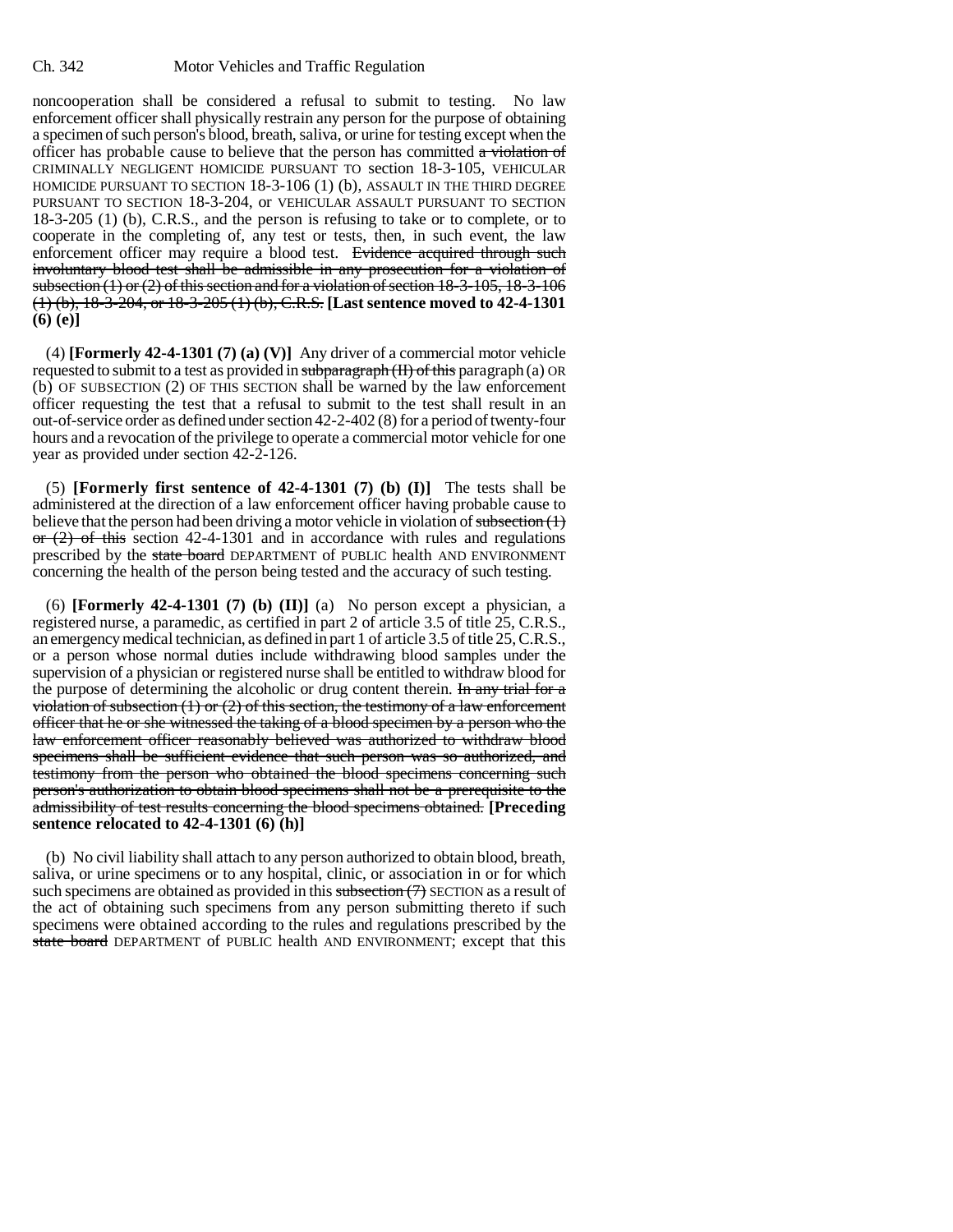noncooperation shall be considered a refusal to submit to testing. No law enforcement officer shall physically restrain any person for the purpose of obtaining a specimen of such person's blood, breath, saliva, or urine for testing except when the officer has probable cause to believe that the person has committed ~~a violation of~~ CRIMINALLY NEGLIGENT HOMICIDE PURSUANT TO section 18-3-105, VEHICULAR HOMICIDE PURSUANT TO SECTION 18-3-106 (1) (b), ASSAULT IN THE THIRD DEGREE PURSUANT TO SECTION 18-3-204, or VEHICULAR ASSAULT PURSUANT TO SECTION 18-3-205 (1) (b), C.R.S., and the person is refusing to take or to complete, or to cooperate in the completing of, any test or tests, then, in such event, the law enforcement officer may require a blood test. ~~Evidence acquired through such involuntary blood test shall be admissible in any prosecution for a violation of subsection (1) or (2) of this section and for a violation of section 18-3-105, 18-3-106 (1) (b), 18-3-204, or 18-3-205 (1) (b), C.R.S.~~ **[Last sentence moved to 42-4-1301 (6) (e)]**

(4) **[Formerly 42-4-1301 (7) (a) (V)]** Any driver of a commercial motor vehicle requested to submit to a test as provided in ~~subparagraph (II) of this~~ paragraph (a) OR (b) OF SUBSECTION (2) OF THIS SECTION shall be warned by the law enforcement officer requesting the test that a refusal to submit to the test shall result in an out-of-service order as defined under section 42-2-402 (8) for a period of twenty-four hours and a revocation of the privilege to operate a commercial motor vehicle for one year as provided under section 42-2-126.

(5) **[Formerly first sentence of 42-4-1301 (7) (b) (I)]** The tests shall be administered at the direction of a law enforcement officer having probable cause to believe that the person had been driving a motor vehicle in violation of ~~subsection (1) or (2) of this~~ section 42-4-1301 and in accordance with rules and regulations prescribed by the ~~state board~~ DEPARTMENT of PUBLIC health AND ENVIRONMENT concerning the health of the person being tested and the accuracy of such testing.

(6) **[Formerly 42-4-1301 (7) (b) (II)]** (a) No person except a physician, a registered nurse, a paramedic, as certified in part 2 of article 3.5 of title 25, C.R.S., an emergency medical technician, as defined in part 1 of article 3.5 of title 25, C.R.S., or a person whose normal duties include withdrawing blood samples under the supervision of a physician or registered nurse shall be entitled to withdraw blood for the purpose of determining the alcoholic or drug content therein. ~~In any trial for a violation of subsection (1) or (2) of this section, the testimony of a law enforcement officer that he or she witnessed the taking of a blood specimen by a person who the law enforcement officer reasonably believed was authorized to withdraw blood specimens shall be sufficient evidence that such person was so authorized, and testimony from the person who obtained the blood specimens concerning such person's authorization to obtain blood specimens shall not be a prerequisite to the admissibility of test results concerning the blood specimens obtained.~~ **[Preceding sentence relocated to 42-4-1301 (6) (h)]**

(b) No civil liability shall attach to any person authorized to obtain blood, breath, saliva, or urine specimens or to any hospital, clinic, or association in or for which such specimens are obtained as provided in this ~~subsection (7)~~ SECTION as a result of the act of obtaining such specimens from any person submitting thereto if such specimens were obtained according to the rules and regulations prescribed by the ~~state board~~ DEPARTMENT of PUBLIC health AND ENVIRONMENT; except that this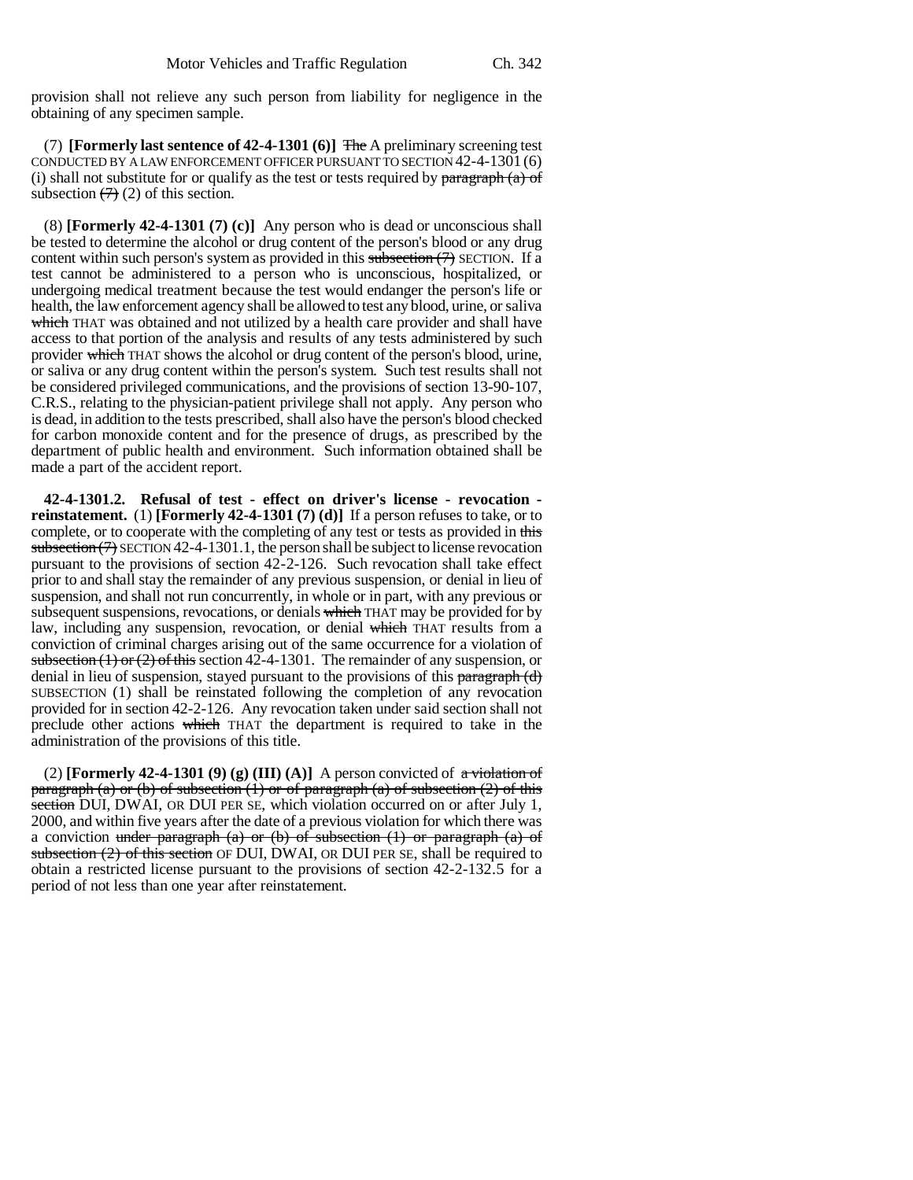provision shall not relieve any such person from liability for negligence in the obtaining of any specimen sample.

(7) **[Formerly last sentence of 42-4-1301 (6)]** ~~The~~ A preliminary screening test CONDUCTED BY A LAW ENFORCEMENT OFFICER PURSUANT TO SECTION 42-4-1301 (6) (i) shall not substitute for or qualify as the test or tests required by ~~paragraph (a) of~~ subsection ~~(7)~~ (2) of this section.

(8) **[Formerly 42-4-1301 (7) (c)]** Any person who is dead or unconscious shall be tested to determine the alcohol or drug content of the person's blood or any drug content within such person's system as provided in this ~~subsection (7)~~ SECTION. If a test cannot be administered to a person who is unconscious, hospitalized, or undergoing medical treatment because the test would endanger the person's life or health, the law enforcement agency shall be allowed to test any blood, urine, or saliva ~~which~~ THAT was obtained and not utilized by a health care provider and shall have access to that portion of the analysis and results of any tests administered by such provider ~~which~~ THAT shows the alcohol or drug content of the person's blood, urine, or saliva or any drug content within the person's system. Such test results shall not be considered privileged communications, and the provisions of section 13-90-107, C.R.S., relating to the physician-patient privilege shall not apply. Any person who is dead, in addition to the tests prescribed, shall also have the person's blood checked for carbon monoxide content and for the presence of drugs, as prescribed by the department of public health and environment. Such information obtained shall be made a part of the accident report.

**42-4-1301.2. Refusal of test - effect on driver's license - revocation - reinstatement.** (1) **[Formerly 42-4-1301 (7) (d)]** If a person refuses to take, or to complete, or to cooperate with the completing of any test or tests as provided in ~~this subsection (7)~~ SECTION 42-4-1301.1, the person shall be subject to license revocation pursuant to the provisions of section 42-2-126. Such revocation shall take effect prior to and shall stay the remainder of any previous suspension, or denial in lieu of suspension, and shall not run concurrently, in whole or in part, with any previous or subsequent suspensions, revocations, or denials ~~which~~ THAT may be provided for by law, including any suspension, revocation, or denial ~~which~~ THAT results from a conviction of criminal charges arising out of the same occurrence for a violation of ~~subsection (1) or (2) of this~~ section 42-4-1301. The remainder of any suspension, or denial in lieu of suspension, stayed pursuant to the provisions of this ~~paragraph (d)~~ SUBSECTION (1) shall be reinstated following the completion of any revocation provided for in section 42-2-126. Any revocation taken under said section shall not preclude other actions ~~which~~ THAT the department is required to take in the administration of the provisions of this title.

(2) **[Formerly 42-4-1301 (9) (g) (III) (A)]** A person convicted of ~~a violation of paragraph (a) or (b) of subsection (1) or of paragraph (a) of subsection (2) of this section~~ DUI, DWAI, OR DUI PER SE, which violation occurred on or after July 1, 2000, and within five years after the date of a previous violation for which there was a conviction ~~under paragraph (a) or (b) of subsection (1) or paragraph (a) of subsection (2) of this section~~ OF DUI, DWAI, OR DUI PER SE, shall be required to obtain a restricted license pursuant to the provisions of section 42-2-132.5 for a period of not less than one year after reinstatement.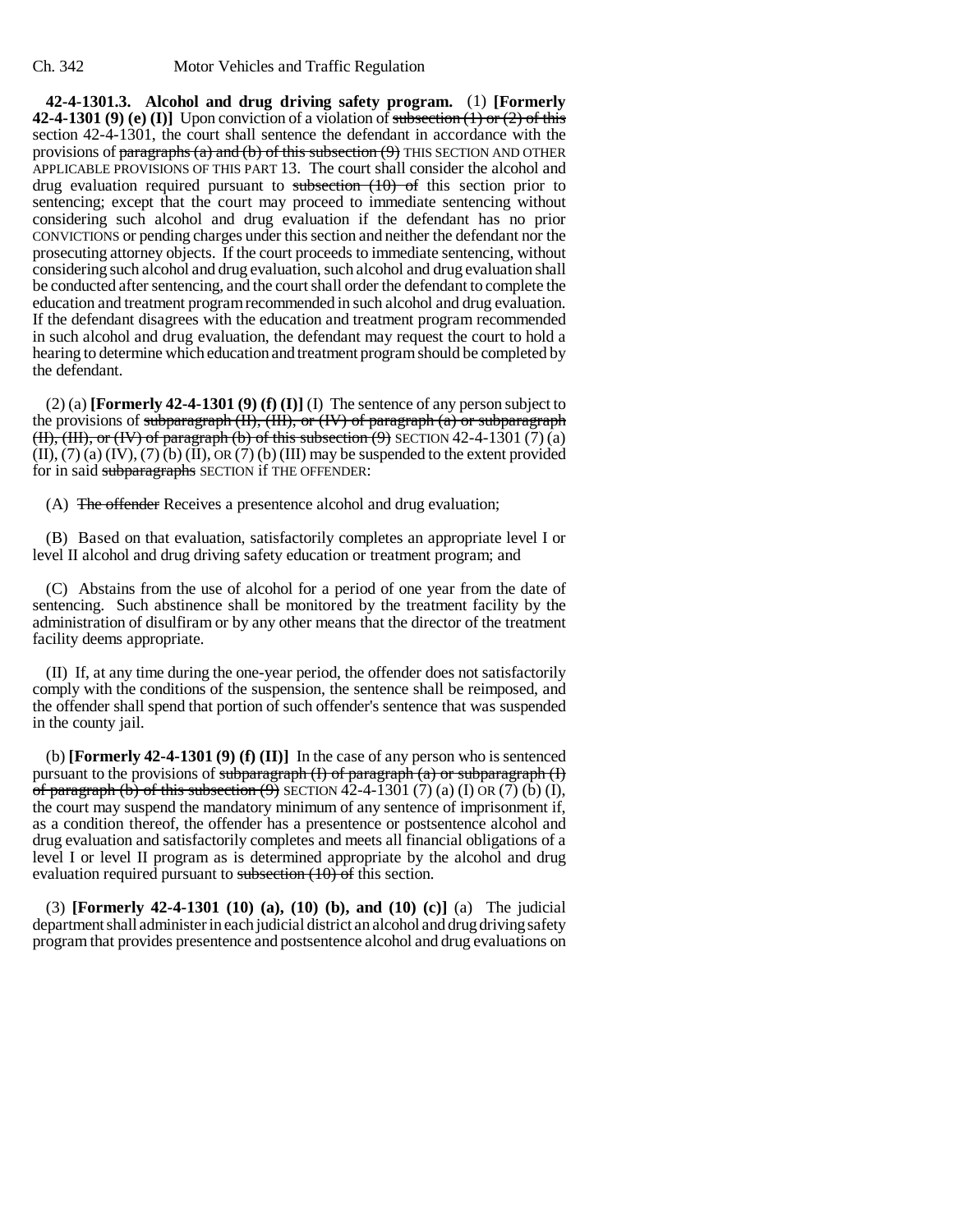**42-4-1301.3. Alcohol and drug driving safety program.** (1) **[Formerly 42-4-1301 (9) (e) (I)]** Upon conviction of a violation of ~~subsection (1) or (2) of this~~ section 42-4-1301, the court shall sentence the defendant in accordance with the provisions of ~~paragraphs (a) and (b) of this subsection (9)~~ THIS SECTION AND OTHER APPLICABLE PROVISIONS OF THIS PART 13. The court shall consider the alcohol and drug evaluation required pursuant to ~~subsection (10) of~~ this section prior to sentencing; except that the court may proceed to immediate sentencing without considering such alcohol and drug evaluation if the defendant has no prior CONVICTIONS or pending charges under this section and neither the defendant nor the prosecuting attorney objects. If the court proceeds to immediate sentencing, without considering such alcohol and drug evaluation, such alcohol and drug evaluation shall be conducted after sentencing, and the court shall order the defendant to complete the education and treatment program recommended in such alcohol and drug evaluation. If the defendant disagrees with the education and treatment program recommended in such alcohol and drug evaluation, the defendant may request the court to hold a hearing to determine which education and treatment program should be completed by the defendant.

(2) (a) **[Formerly 42-4-1301 (9) (f) (I)]** (I) The sentence of any person subject to the provisions of ~~subparagraph (II), (III), or (IV) of paragraph (a) or subparagraph (II), (III), or (IV) of paragraph (b) of this subsection (9)~~ SECTION 42-4-1301 (7) (a) (II), (7) (a) (IV), (7) (b) (II), OR (7) (b) (III) may be suspended to the extent provided for in said ~~subparagraphs~~ SECTION if THE OFFENDER:

(A) ~~The offender~~ Receives a presentence alcohol and drug evaluation;

(B) Based on that evaluation, satisfactorily completes an appropriate level I or level II alcohol and drug driving safety education or treatment program; and

(C) Abstains from the use of alcohol for a period of one year from the date of sentencing. Such abstinence shall be monitored by the treatment facility by the administration of disulfiram or by any other means that the director of the treatment facility deems appropriate.

(II) If, at any time during the one-year period, the offender does not satisfactorily comply with the conditions of the suspension, the sentence shall be reimposed, and the offender shall spend that portion of such offender's sentence that was suspended in the county jail.

(b) **[Formerly 42-4-1301 (9) (f) (II)]** In the case of any person who is sentenced pursuant to the provisions of ~~subparagraph (I) of paragraph (a) or subparagraph (I) of paragraph (b) of this subsection (9)~~ SECTION 42-4-1301 (7) (a) (I) OR (7) (b) (I), the court may suspend the mandatory minimum of any sentence of imprisonment if, as a condition thereof, the offender has a presentence or postsentence alcohol and drug evaluation and satisfactorily completes and meets all financial obligations of a level I or level II program as is determined appropriate by the alcohol and drug evaluation required pursuant to ~~subsection (10) of~~ this section.

(3) **[Formerly 42-4-1301 (10) (a), (10) (b), and (10) (c)]** (a) The judicial department shall administer in each judicial district an alcohol and drug driving safety program that provides presentence and postsentence alcohol and drug evaluations on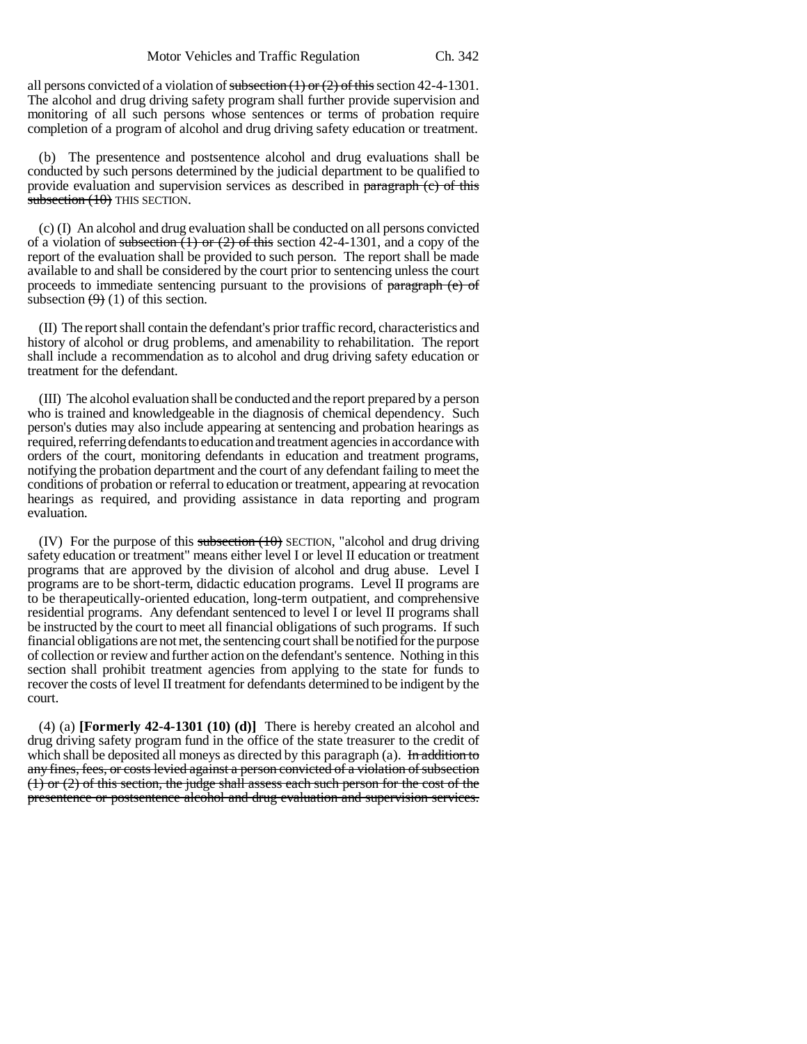all persons convicted of a violation of ~~subsection (1) or (2) of this~~ section 42-4-1301. The alcohol and drug driving safety program shall further provide supervision and monitoring of all such persons whose sentences or terms of probation require completion of a program of alcohol and drug driving safety education or treatment.

(b) The presentence and postsentence alcohol and drug evaluations shall be conducted by such persons determined by the judicial department to be qualified to provide evaluation and supervision services as described in ~~paragraph (c) of this subsection (10)~~ THIS SECTION.

(c) (I) An alcohol and drug evaluation shall be conducted on all persons convicted of a violation of ~~subsection (1) or (2) of this~~ section 42-4-1301, and a copy of the report of the evaluation shall be provided to such person. The report shall be made available to and shall be considered by the court prior to sentencing unless the court proceeds to immediate sentencing pursuant to the provisions of ~~paragraph (e) of~~ subsection ~~(9)~~ (1) of this section.

(II) The report shall contain the defendant's prior traffic record, characteristics and history of alcohol or drug problems, and amenability to rehabilitation. The report shall include a recommendation as to alcohol and drug driving safety education or treatment for the defendant.

(III) The alcohol evaluation shall be conducted and the report prepared by a person who is trained and knowledgeable in the diagnosis of chemical dependency. Such person's duties may also include appearing at sentencing and probation hearings as required, referring defendants to education and treatment agencies in accordance with orders of the court, monitoring defendants in education and treatment programs, notifying the probation department and the court of any defendant failing to meet the conditions of probation or referral to education or treatment, appearing at revocation hearings as required, and providing assistance in data reporting and program evaluation.

(IV) For the purpose of this ~~subsection (10)~~ SECTION, "alcohol and drug driving safety education or treatment" means either level I or level II education or treatment programs that are approved by the division of alcohol and drug abuse. Level I programs are to be short-term, didactic education programs. Level II programs are to be therapeutically-oriented education, long-term outpatient, and comprehensive residential programs. Any defendant sentenced to level I or level II programs shall be instructed by the court to meet all financial obligations of such programs. If such financial obligations are not met, the sentencing court shall be notified for the purpose of collection or review and further action on the defendant's sentence. Nothing in this section shall prohibit treatment agencies from applying to the state for funds to recover the costs of level II treatment for defendants determined to be indigent by the court.

(4) (a) **[Formerly 42-4-1301 (10) (d)]** There is hereby created an alcohol and drug driving safety program fund in the office of the state treasurer to the credit of which shall be deposited all moneys as directed by this paragraph (a). ~~In addition to any fines, fees, or costs levied against a person convicted of a violation of subsection (1) or (2) of this section, the judge shall assess each such person for the cost of the presentence or postsentence alcohol and drug evaluation and supervision services.~~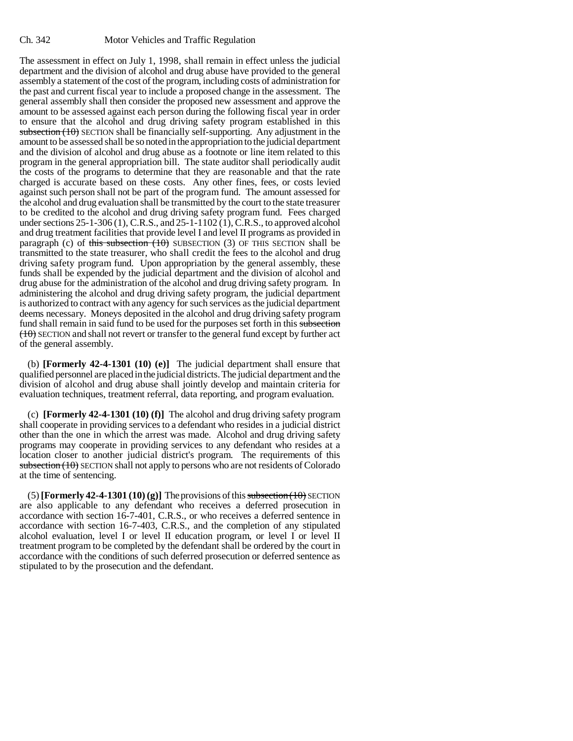The assessment in effect on July 1, 1998, shall remain in effect unless the judicial department and the division of alcohol and drug abuse have provided to the general assembly a statement of the cost of the program, including costs of administration for the past and current fiscal year to include a proposed change in the assessment. The general assembly shall then consider the proposed new assessment and approve the amount to be assessed against each person during the following fiscal year in order to ensure that the alcohol and drug driving safety program established in this ~~subsection (10)~~ SECTION shall be financially self-supporting. Any adjustment in the amount to be assessed shall be so noted in the appropriation to the judicial department and the division of alcohol and drug abuse as a footnote or line item related to this program in the general appropriation bill. The state auditor shall periodically audit the costs of the programs to determine that they are reasonable and that the rate charged is accurate based on these costs. Any other fines, fees, or costs levied against such person shall not be part of the program fund. The amount assessed for the alcohol and drug evaluation shall be transmitted by the court to the state treasurer to be credited to the alcohol and drug driving safety program fund. Fees charged under sections 25-1-306 (1), C.R.S., and 25-1-1102 (1), C.R.S., to approved alcohol and drug treatment facilities that provide level I and level II programs as provided in paragraph (c) of ~~this subsection (10)~~ SUBSECTION (3) OF THIS SECTION shall be transmitted to the state treasurer, who shall credit the fees to the alcohol and drug driving safety program fund. Upon appropriation by the general assembly, these funds shall be expended by the judicial department and the division of alcohol and drug abuse for the administration of the alcohol and drug driving safety program. In administering the alcohol and drug driving safety program, the judicial department is authorized to contract with any agency for such services as the judicial department deems necessary. Moneys deposited in the alcohol and drug driving safety program fund shall remain in said fund to be used for the purposes set forth in this ~~subsection (10)~~ SECTION and shall not revert or transfer to the general fund except by further act of the general assembly.

(b) **[Formerly 42-4-1301 (10) (e)]** The judicial department shall ensure that qualified personnel are placed in the judicial districts. The judicial department and the division of alcohol and drug abuse shall jointly develop and maintain criteria for evaluation techniques, treatment referral, data reporting, and program evaluation.

(c) **[Formerly 42-4-1301 (10) (f)]** The alcohol and drug driving safety program shall cooperate in providing services to a defendant who resides in a judicial district other than the one in which the arrest was made. Alcohol and drug driving safety programs may cooperate in providing services to any defendant who resides at a location closer to another judicial district's program. The requirements of this ~~subsection (10)~~ SECTION shall not apply to persons who are not residents of Colorado at the time of sentencing.

(5) **[Formerly 42-4-1301 (10) (g)]** The provisions of this ~~subsection (10)~~ SECTION are also applicable to any defendant who receives a deferred prosecution in accordance with section 16-7-401, C.R.S., or who receives a deferred sentence in accordance with section 16-7-403, C.R.S., and the completion of any stipulated alcohol evaluation, level I or level II education program, or level I or level II treatment program to be completed by the defendant shall be ordered by the court in accordance with the conditions of such deferred prosecution or deferred sentence as stipulated to by the prosecution and the defendant.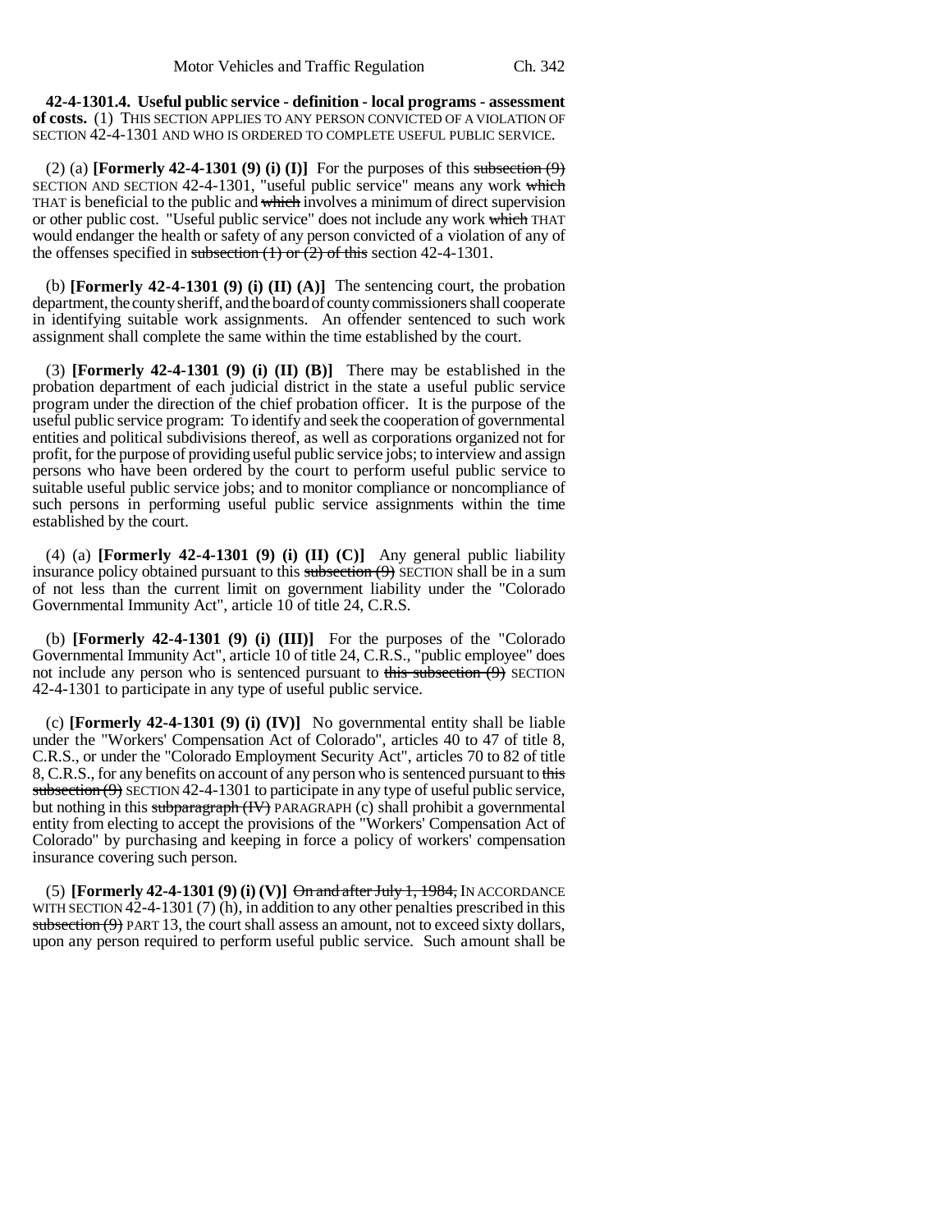**42-4-1301.4. Useful public service - definition - local programs - assessment of costs.** (1) THIS SECTION APPLIES TO ANY PERSON CONVICTED OF A VIOLATION OF SECTION 42-4-1301 AND WHO IS ORDERED TO COMPLETE USEFUL PUBLIC SERVICE.

(2) (a) **[Formerly 42-4-1301 (9) (i) (I)]** For the purposes of this ~~subsection (9)~~ SECTION AND SECTION 42-4-1301, "useful public service" means any work ~~which~~ THAT is beneficial to the public and ~~which~~ involves a minimum of direct supervision or other public cost. "Useful public service" does not include any work ~~which~~ THAT would endanger the health or safety of any person convicted of a violation of any of the offenses specified in ~~subsection (1) or (2) of this~~ section 42-4-1301.

(b) **[Formerly 42-4-1301 (9) (i) (II) (A)]** The sentencing court, the probation department, the county sheriff, and the board of county commissioners shall cooperate in identifying suitable work assignments. An offender sentenced to such work assignment shall complete the same within the time established by the court.

(3) **[Formerly 42-4-1301 (9) (i) (II) (B)]** There may be established in the probation department of each judicial district in the state a useful public service program under the direction of the chief probation officer. It is the purpose of the useful public service program: To identify and seek the cooperation of governmental entities and political subdivisions thereof, as well as corporations organized not for profit, for the purpose of providing useful public service jobs; to interview and assign persons who have been ordered by the court to perform useful public service to suitable useful public service jobs; and to monitor compliance or noncompliance of such persons in performing useful public service assignments within the time established by the court.

(4) (a) **[Formerly 42-4-1301 (9) (i) (II) (C)]** Any general public liability insurance policy obtained pursuant to this ~~subsection (9)~~ SECTION shall be in a sum of not less than the current limit on government liability under the "Colorado Governmental Immunity Act", article 10 of title 24, C.R.S.

(b) **[Formerly 42-4-1301 (9) (i) (III)]** For the purposes of the "Colorado Governmental Immunity Act", article 10 of title 24, C.R.S., "public employee" does not include any person who is sentenced pursuant to ~~this subsection (9)~~ SECTION 42-4-1301 to participate in any type of useful public service.

(c) **[Formerly 42-4-1301 (9) (i) (IV)]** No governmental entity shall be liable under the "Workers' Compensation Act of Colorado", articles 40 to 47 of title 8, C.R.S., or under the "Colorado Employment Security Act", articles 70 to 82 of title 8, C.R.S., for any benefits on account of any person who is sentenced pursuant to ~~this subsection (9)~~ SECTION 42-4-1301 to participate in any type of useful public service, but nothing in this ~~subparagraph (IV)~~ PARAGRAPH (c) shall prohibit a governmental entity from electing to accept the provisions of the "Workers' Compensation Act of Colorado" by purchasing and keeping in force a policy of workers' compensation insurance covering such person.

(5) **[Formerly 42-4-1301 (9) (i) (V)]** ~~On and after July 1, 1984,~~ IN ACCORDANCE WITH SECTION 42-4-1301 (7) (h), in addition to any other penalties prescribed in this ~~subsection (9)~~ PART 13, the court shall assess an amount, not to exceed sixty dollars, upon any person required to perform useful public service. Such amount shall be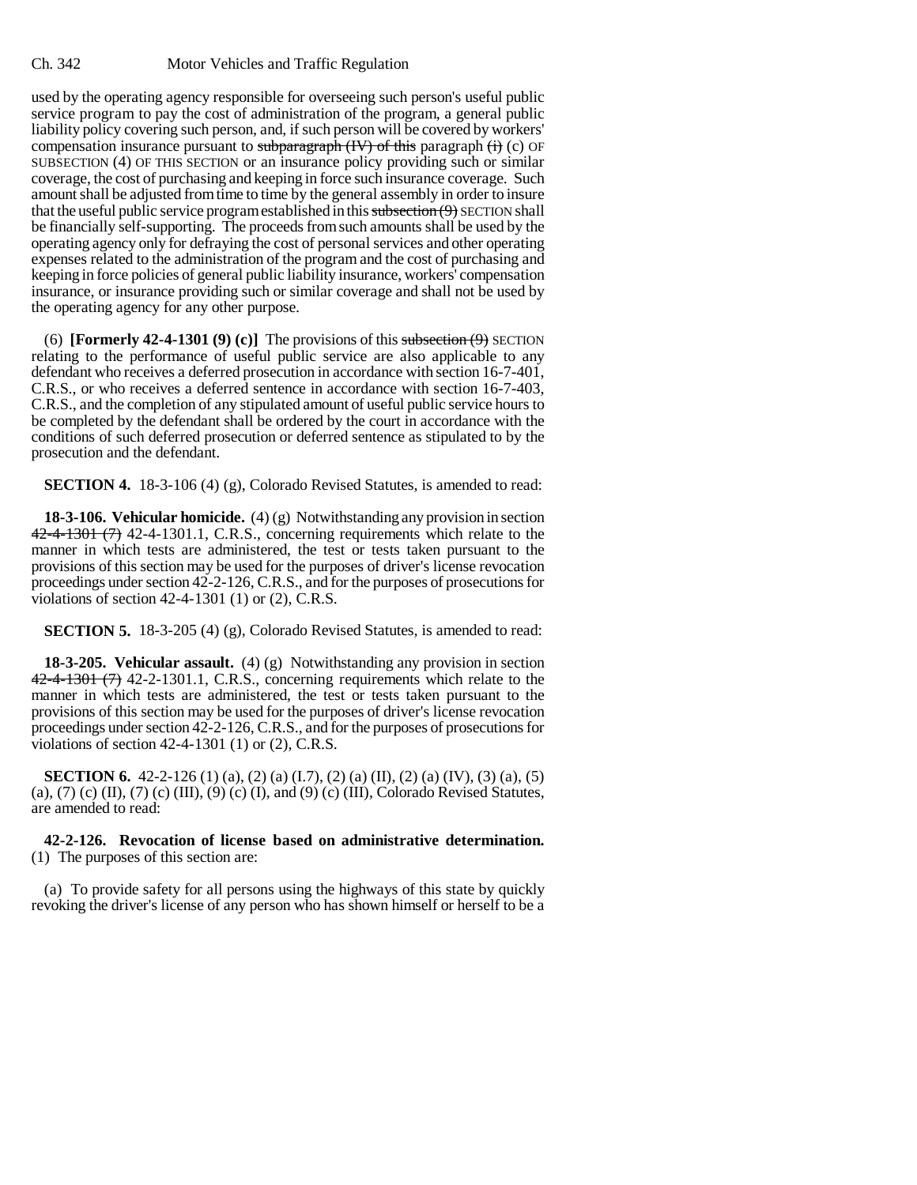used by the operating agency responsible for overseeing such person's useful public service program to pay the cost of administration of the program, a general public liability policy covering such person, and, if such person will be covered by workers' compensation insurance pursuant to ~~subparagraph (IV) of this~~ paragraph ~~(i)~~ (c) OF SUBSECTION (4) OF THIS SECTION or an insurance policy providing such or similar coverage, the cost of purchasing and keeping in force such insurance coverage. Such amount shall be adjusted from time to time by the general assembly in order to insure that the useful public service program established in this ~~subsection (9)~~ SECTION shall be financially self-supporting. The proceeds from such amounts shall be used by the operating agency only for defraying the cost of personal services and other operating expenses related to the administration of the program and the cost of purchasing and keeping in force policies of general public liability insurance, workers' compensation insurance, or insurance providing such or similar coverage and shall not be used by the operating agency for any other purpose.

(6) **[Formerly 42-4-1301 (9) (c)]** The provisions of this ~~subsection (9)~~ SECTION relating to the performance of useful public service are also applicable to any defendant who receives a deferred prosecution in accordance with section 16-7-401, C.R.S., or who receives a deferred sentence in accordance with section 16-7-403, C.R.S., and the completion of any stipulated amount of useful public service hours to be completed by the defendant shall be ordered by the court in accordance with the conditions of such deferred prosecution or deferred sentence as stipulated to by the prosecution and the defendant.

**SECTION 4.** 18-3-106 (4) (g), Colorado Revised Statutes, is amended to read:

**18-3-106. Vehicular homicide.** (4) (g) Notwithstanding any provision in section ~~42-4-1301 (7)~~ 42-4-1301.1, C.R.S., concerning requirements which relate to the manner in which tests are administered, the test or tests taken pursuant to the provisions of this section may be used for the purposes of driver's license revocation proceedings under section 42-2-126, C.R.S., and for the purposes of prosecutions for violations of section 42-4-1301 (1) or (2), C.R.S.

**SECTION 5.** 18-3-205 (4) (g), Colorado Revised Statutes, is amended to read:

**18-3-205. Vehicular assault.** (4) (g) Notwithstanding any provision in section ~~42-4-1301 (7)~~ 42-2-1301.1, C.R.S., concerning requirements which relate to the manner in which tests are administered, the test or tests taken pursuant to the provisions of this section may be used for the purposes of driver's license revocation proceedings under section 42-2-126, C.R.S., and for the purposes of prosecutions for violations of section 42-4-1301 (1) or (2), C.R.S.

**SECTION 6.** 42-2-126 (1) (a), (2) (a) (I.7), (2) (a) (II), (2) (a) (IV), (3) (a), (5) (a), (7) (c) (II), (7) (c) (III), (9) (c) (I), and (9) (c) (III), Colorado Revised Statutes, are amended to read:

**42-2-126. Revocation of license based on administrative determination.** (1) The purposes of this section are:

(a) To provide safety for all persons using the highways of this state by quickly revoking the driver's license of any person who has shown himself or herself to be a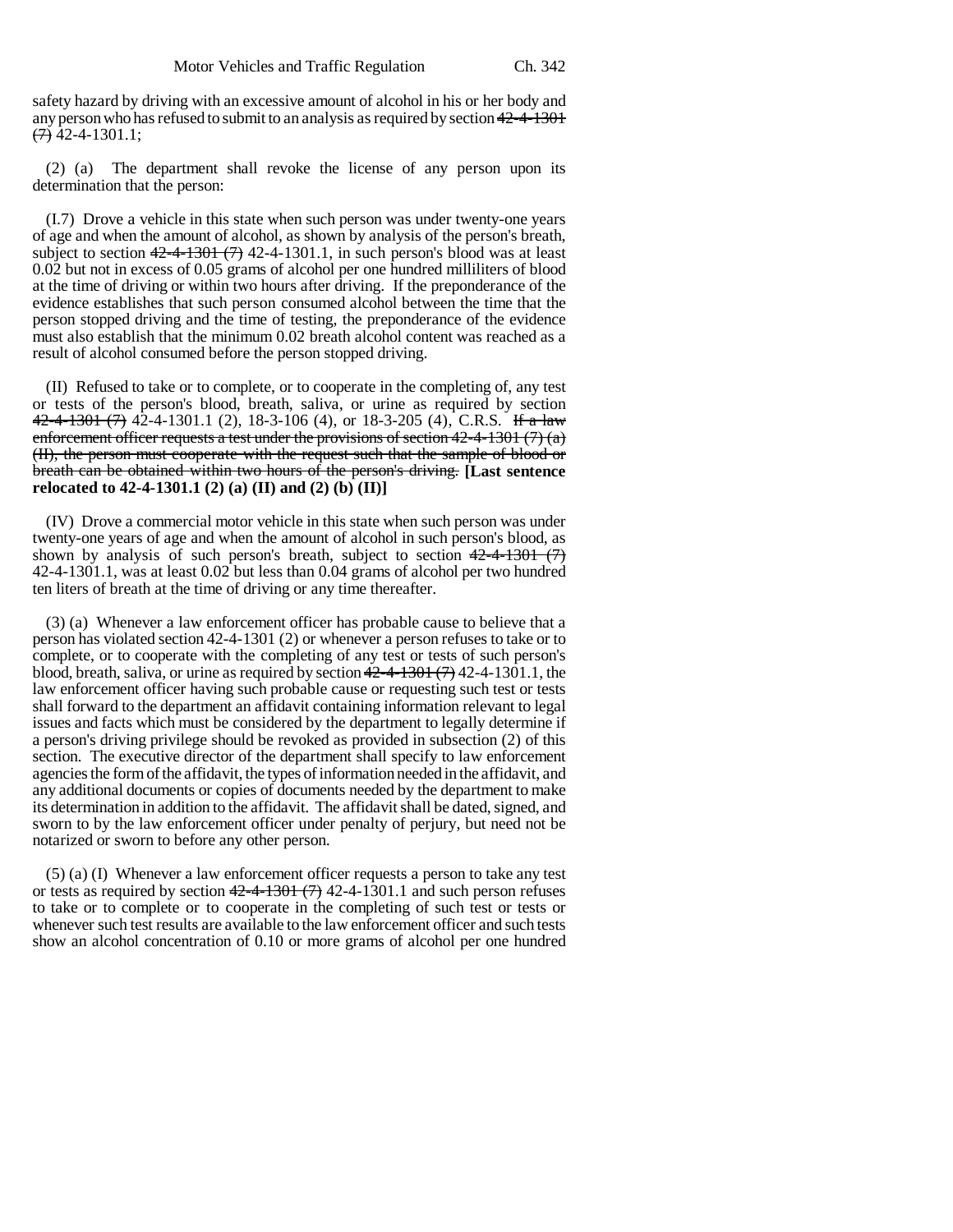safety hazard by driving with an excessive amount of alcohol in his or her body and any person who has refused to submit to an analysis as required by section ~~42-4-1301 (7)~~ 42-4-1301.1;

(2) (a) The department shall revoke the license of any person upon its determination that the person:

(I.7) Drove a vehicle in this state when such person was under twenty-one years of age and when the amount of alcohol, as shown by analysis of the person's breath, subject to section ~~42-4-1301 (7)~~ 42-4-1301.1, in such person's blood was at least 0.02 but not in excess of 0.05 grams of alcohol per one hundred milliliters of blood at the time of driving or within two hours after driving. If the preponderance of the evidence establishes that such person consumed alcohol between the time that the person stopped driving and the time of testing, the preponderance of the evidence must also establish that the minimum 0.02 breath alcohol content was reached as a result of alcohol consumed before the person stopped driving.

(II) Refused to take or to complete, or to cooperate in the completing of, any test or tests of the person's blood, breath, saliva, or urine as required by section ~~42-4-1301 (7)~~ 42-4-1301.1 (2), 18-3-106 (4), or 18-3-205 (4), C.R.S. ~~If a law enforcement officer requests a test under the provisions of section 42-4-1301 (7) (a) (II), the person must cooperate with the request such that the sample of blood or breath can be obtained within two hours of the person's driving.~~ **[Last sentence relocated to 42-4-1301.1 (2) (a) (II) and (2) (b) (II)]**

(IV) Drove a commercial motor vehicle in this state when such person was under twenty-one years of age and when the amount of alcohol in such person's blood, as shown by analysis of such person's breath, subject to section ~~42-4-1301 (7)~~ 42-4-1301.1, was at least 0.02 but less than 0.04 grams of alcohol per two hundred ten liters of breath at the time of driving or any time thereafter.

(3) (a) Whenever a law enforcement officer has probable cause to believe that a person has violated section 42-4-1301 (2) or whenever a person refuses to take or to complete, or to cooperate with the completing of any test or tests of such person's blood, breath, saliva, or urine as required by section ~~42-4-1301 (7)~~ 42-4-1301.1, the law enforcement officer having such probable cause or requesting such test or tests shall forward to the department an affidavit containing information relevant to legal issues and facts which must be considered by the department to legally determine if a person's driving privilege should be revoked as provided in subsection (2) of this section. The executive director of the department shall specify to law enforcement agencies the form of the affidavit, the types of information needed in the affidavit, and any additional documents or copies of documents needed by the department to make its determination in addition to the affidavit. The affidavit shall be dated, signed, and sworn to by the law enforcement officer under penalty of perjury, but need not be notarized or sworn to before any other person.

(5) (a) (I) Whenever a law enforcement officer requests a person to take any test or tests as required by section ~~42-4-1301 (7)~~ 42-4-1301.1 and such person refuses to take or to complete or to cooperate in the completing of such test or tests or whenever such test results are available to the law enforcement officer and such tests show an alcohol concentration of 0.10 or more grams of alcohol per one hundred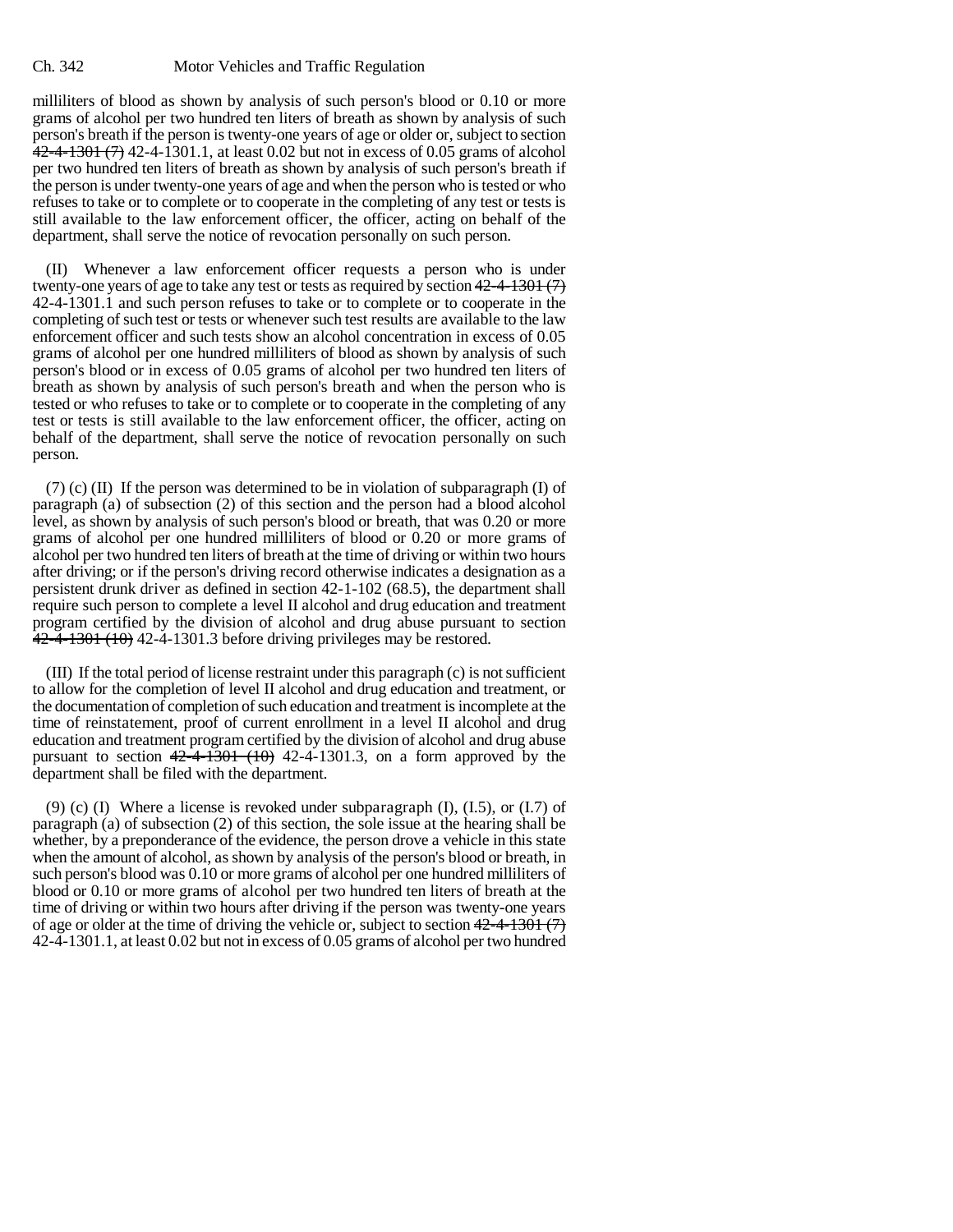milliliters of blood as shown by analysis of such person's blood or 0.10 or more grams of alcohol per two hundred ten liters of breath as shown by analysis of such person's breath if the person is twenty-one years of age or older or, subject to section ~~42-4-1301 (7)~~ 42-4-1301.1, at least 0.02 but not in excess of 0.05 grams of alcohol per two hundred ten liters of breath as shown by analysis of such person's breath if the person is under twenty-one years of age and when the person who is tested or who refuses to take or to complete or to cooperate in the completing of any test or tests is still available to the law enforcement officer, the officer, acting on behalf of the department, shall serve the notice of revocation personally on such person.

(II) Whenever a law enforcement officer requests a person who is under twenty-one years of age to take any test or tests as required by section ~~42-4-1301 (7)~~ 42-4-1301.1 and such person refuses to take or to complete or to cooperate in the completing of such test or tests or whenever such test results are available to the law enforcement officer and such tests show an alcohol concentration in excess of 0.05 grams of alcohol per one hundred milliliters of blood as shown by analysis of such person's blood or in excess of 0.05 grams of alcohol per two hundred ten liters of breath as shown by analysis of such person's breath and when the person who is tested or who refuses to take or to complete or to cooperate in the completing of any test or tests is still available to the law enforcement officer, the officer, acting on behalf of the department, shall serve the notice of revocation personally on such person.

(7) (c) (II) If the person was determined to be in violation of subparagraph (I) of paragraph (a) of subsection (2) of this section and the person had a blood alcohol level, as shown by analysis of such person's blood or breath, that was 0.20 or more grams of alcohol per one hundred milliliters of blood or 0.20 or more grams of alcohol per two hundred ten liters of breath at the time of driving or within two hours after driving; or if the person's driving record otherwise indicates a designation as a persistent drunk driver as defined in section 42-1-102 (68.5), the department shall require such person to complete a level II alcohol and drug education and treatment program certified by the division of alcohol and drug abuse pursuant to section ~~42-4-1301 (10)~~ 42-4-1301.3 before driving privileges may be restored.

(III) If the total period of license restraint under this paragraph (c) is not sufficient to allow for the completion of level II alcohol and drug education and treatment, or the documentation of completion of such education and treatment is incomplete at the time of reinstatement, proof of current enrollment in a level II alcohol and drug education and treatment program certified by the division of alcohol and drug abuse pursuant to section ~~42-4-1301 (10)~~ 42-4-1301.3, on a form approved by the department shall be filed with the department.

(9) (c) (I) Where a license is revoked under subparagraph (I), (I.5), or (I.7) of paragraph (a) of subsection (2) of this section, the sole issue at the hearing shall be whether, by a preponderance of the evidence, the person drove a vehicle in this state when the amount of alcohol, as shown by analysis of the person's blood or breath, in such person's blood was 0.10 or more grams of alcohol per one hundred milliliters of blood or 0.10 or more grams of alcohol per two hundred ten liters of breath at the time of driving or within two hours after driving if the person was twenty-one years of age or older at the time of driving the vehicle or, subject to section ~~42-4-1301 (7)~~ 42-4-1301.1, at least 0.02 but not in excess of 0.05 grams of alcohol per two hundred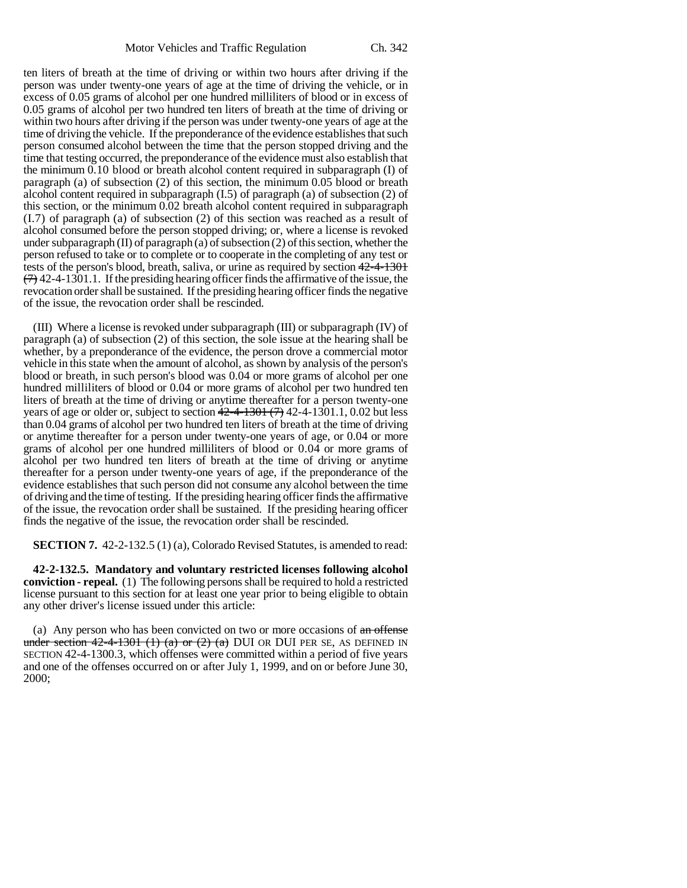ten liters of breath at the time of driving or within two hours after driving if the person was under twenty-one years of age at the time of driving the vehicle, or in excess of 0.05 grams of alcohol per one hundred milliliters of blood or in excess of 0.05 grams of alcohol per two hundred ten liters of breath at the time of driving or within two hours after driving if the person was under twenty-one years of age at the time of driving the vehicle. If the preponderance of the evidence establishes that such person consumed alcohol between the time that the person stopped driving and the time that testing occurred, the preponderance of the evidence must also establish that the minimum 0.10 blood or breath alcohol content required in subparagraph (I) of paragraph (a) of subsection (2) of this section, the minimum 0.05 blood or breath alcohol content required in subparagraph (I.5) of paragraph (a) of subsection (2) of this section, or the minimum 0.02 breath alcohol content required in subparagraph (I.7) of paragraph (a) of subsection (2) of this section was reached as a result of alcohol consumed before the person stopped driving; or, where a license is revoked under subparagraph (II) of paragraph (a) of subsection (2) of this section, whether the person refused to take or to complete or to cooperate in the completing of any test or tests of the person's blood, breath, saliva, or urine as required by section ~~42-4-1301 (7)~~ 42-4-1301.1. If the presiding hearing officer finds the affirmative of the issue, the revocation order shall be sustained. If the presiding hearing officer finds the negative of the issue, the revocation order shall be rescinded.

(III) Where a license is revoked under subparagraph (III) or subparagraph (IV) of paragraph (a) of subsection (2) of this section, the sole issue at the hearing shall be whether, by a preponderance of the evidence, the person drove a commercial motor vehicle in this state when the amount of alcohol, as shown by analysis of the person's blood or breath, in such person's blood was 0.04 or more grams of alcohol per one hundred milliliters of blood or 0.04 or more grams of alcohol per two hundred ten liters of breath at the time of driving or anytime thereafter for a person twenty-one years of age or older or, subject to section ~~42-4-1301 (7)~~ 42-4-1301.1, 0.02 but less than 0.04 grams of alcohol per two hundred ten liters of breath at the time of driving or anytime thereafter for a person under twenty-one years of age, or 0.04 or more grams of alcohol per one hundred milliliters of blood or 0.04 or more grams of alcohol per two hundred ten liters of breath at the time of driving or anytime thereafter for a person under twenty-one years of age, if the preponderance of the evidence establishes that such person did not consume any alcohol between the time of driving and the time of testing. If the presiding hearing officer finds the affirmative of the issue, the revocation order shall be sustained. If the presiding hearing officer finds the negative of the issue, the revocation order shall be rescinded.

**SECTION 7.** 42-2-132.5 (1) (a), Colorado Revised Statutes, is amended to read:

**42-2-132.5. Mandatory and voluntary restricted licenses following alcohol conviction - repeal.** (1) The following persons shall be required to hold a restricted license pursuant to this section for at least one year prior to being eligible to obtain any other driver's license issued under this article:

(a) Any person who has been convicted on two or more occasions of ~~an offense under section 42-4-1301 (1) (a) or (2) (a)~~ DUI OR DUI PER SE, AS DEFINED IN SECTION 42-4-1300.3, which offenses were committed within a period of five years and one of the offenses occurred on or after July 1, 1999, and on or before June 30, 2000;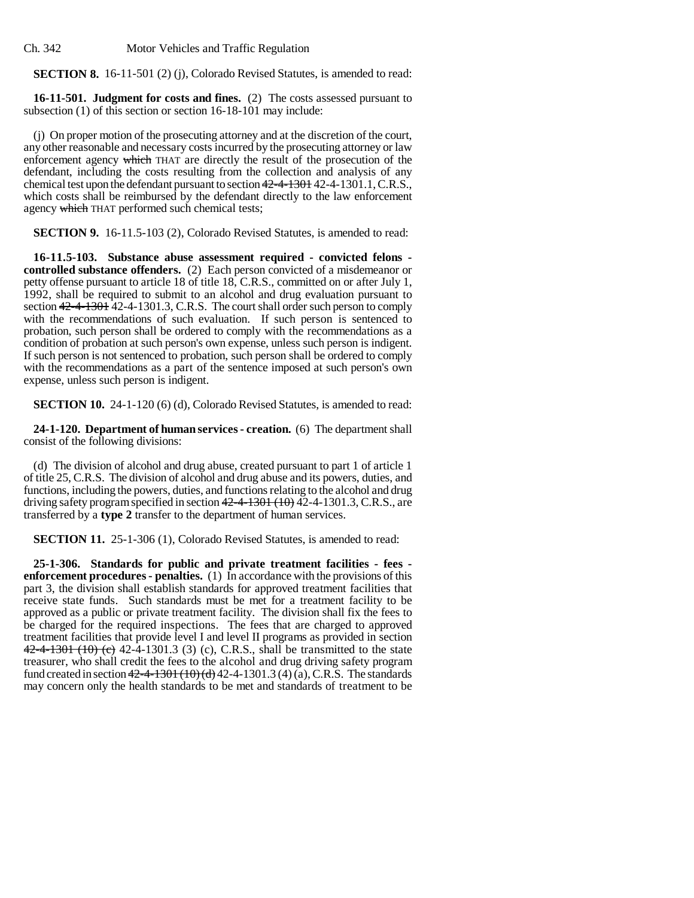**SECTION 8.** 16-11-501 (2) (j), Colorado Revised Statutes, is amended to read:

**16-11-501. Judgment for costs and fines.** (2) The costs assessed pursuant to subsection (1) of this section or section 16-18-101 may include:

(j) On proper motion of the prosecuting attorney and at the discretion of the court, any other reasonable and necessary costs incurred by the prosecuting attorney or law enforcement agency ~~which~~ THAT are directly the result of the prosecution of the defendant, including the costs resulting from the collection and analysis of any chemical test upon the defendant pursuant to section ~~42-4-1301~~ 42-4-1301.1, C.R.S., which costs shall be reimbursed by the defendant directly to the law enforcement agency ~~which~~ THAT performed such chemical tests;

**SECTION 9.** 16-11.5-103 (2), Colorado Revised Statutes, is amended to read:

**16-11.5-103. Substance abuse assessment required - convicted felons - controlled substance offenders.** (2) Each person convicted of a misdemeanor or petty offense pursuant to article 18 of title 18, C.R.S., committed on or after July 1, 1992, shall be required to submit to an alcohol and drug evaluation pursuant to section ~~42-4-1301~~ 42-4-1301.3, C.R.S. The court shall order such person to comply with the recommendations of such evaluation. If such person is sentenced to probation, such person shall be ordered to comply with the recommendations as a condition of probation at such person's own expense, unless such person is indigent. If such person is not sentenced to probation, such person shall be ordered to comply with the recommendations as a part of the sentence imposed at such person's own expense, unless such person is indigent.

**SECTION 10.** 24-1-120 (6) (d), Colorado Revised Statutes, is amended to read:

**24-1-120. Department of human services - creation.** (6) The department shall consist of the following divisions:

(d) The division of alcohol and drug abuse, created pursuant to part 1 of article 1 of title 25, C.R.S. The division of alcohol and drug abuse and its powers, duties, and functions, including the powers, duties, and functions relating to the alcohol and drug driving safety program specified in section ~~42-4-1301 (10)~~ 42-4-1301.3, C.R.S., are transferred by a **type 2** transfer to the department of human services.

**SECTION 11.** 25-1-306 (1), Colorado Revised Statutes, is amended to read:

**25-1-306. Standards for public and private treatment facilities - fees - enforcement procedures - penalties.** (1) In accordance with the provisions of this part 3, the division shall establish standards for approved treatment facilities that receive state funds. Such standards must be met for a treatment facility to be approved as a public or private treatment facility. The division shall fix the fees to be charged for the required inspections. The fees that are charged to approved treatment facilities that provide level I and level II programs as provided in section ~~42-4-1301 (10) (c)~~ 42-4-1301.3 (3) (c), C.R.S., shall be transmitted to the state treasurer, who shall credit the fees to the alcohol and drug driving safety program fund created in section ~~42-4-1301 (10) (d)~~ 42-4-1301.3 (4) (a), C.R.S. The standards may concern only the health standards to be met and standards of treatment to be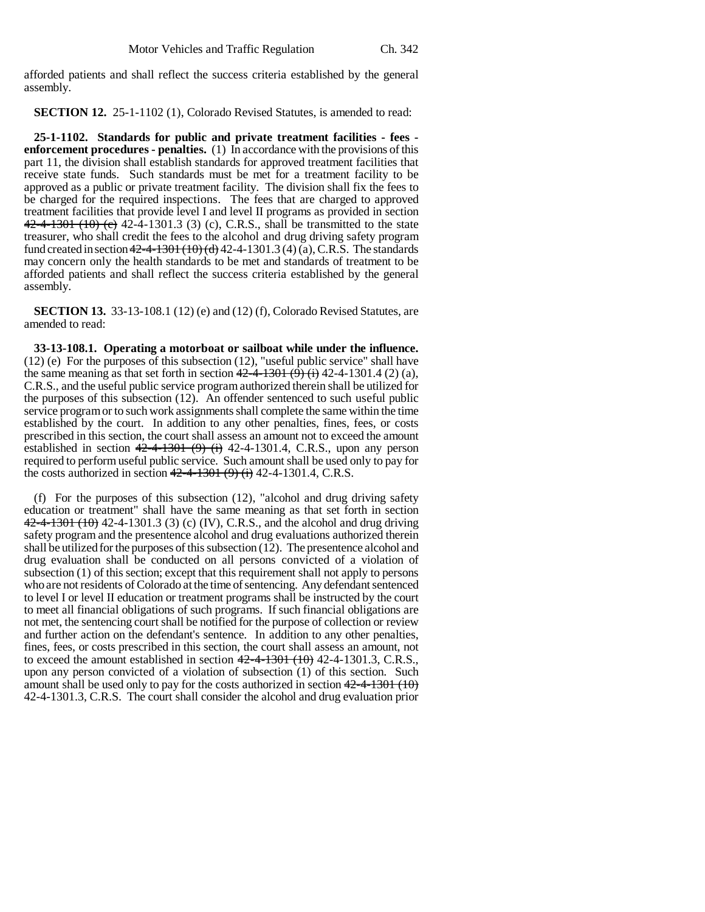afforded patients and shall reflect the success criteria established by the general assembly.

**SECTION 12.** 25-1-1102 (1), Colorado Revised Statutes, is amended to read:

**25-1-1102. Standards for public and private treatment facilities - fees - enforcement procedures - penalties.** (1) In accordance with the provisions of this part 11, the division shall establish standards for approved treatment facilities that receive state funds. Such standards must be met for a treatment facility to be approved as a public or private treatment facility. The division shall fix the fees to be charged for the required inspections. The fees that are charged to approved treatment facilities that provide level I and level II programs as provided in section ~~42-4-1301 (10) (c)~~ 42-4-1301.3 (3) (c), C.R.S., shall be transmitted to the state treasurer, who shall credit the fees to the alcohol and drug driving safety program fund created in section ~~42-4-1301 (10) (d)~~ 42-4-1301.3 (4) (a), C.R.S. The standards may concern only the health standards to be met and standards of treatment to be afforded patients and shall reflect the success criteria established by the general assembly.

**SECTION 13.** 33-13-108.1 (12) (e) and (12) (f), Colorado Revised Statutes, are amended to read:

**33-13-108.1. Operating a motorboat or sailboat while under the influence.** (12) (e) For the purposes of this subsection (12), "useful public service" shall have the same meaning as that set forth in section ~~42-4-1301 (9) (i)~~ 42-4-1301.4 (2) (a), C.R.S., and the useful public service program authorized therein shall be utilized for the purposes of this subsection (12). An offender sentenced to such useful public service program or to such work assignments shall complete the same within the time established by the court. In addition to any other penalties, fines, fees, or costs prescribed in this section, the court shall assess an amount not to exceed the amount established in section ~~42-4-1301 (9) (i)~~ 42-4-1301.4, C.R.S., upon any person required to perform useful public service. Such amount shall be used only to pay for the costs authorized in section ~~42-4-1301 (9) (i)~~ 42-4-1301.4, C.R.S.

(f) For the purposes of this subsection (12), "alcohol and drug driving safety education or treatment" shall have the same meaning as that set forth in section ~~42-4-1301 (10)~~ 42-4-1301.3 (3) (c) (IV), C.R.S., and the alcohol and drug driving safety program and the presentence alcohol and drug evaluations authorized therein shall be utilized for the purposes of this subsection (12). The presentence alcohol and drug evaluation shall be conducted on all persons convicted of a violation of subsection (1) of this section; except that this requirement shall not apply to persons who are not residents of Colorado at the time of sentencing. Any defendant sentenced to level I or level II education or treatment programs shall be instructed by the court to meet all financial obligations of such programs. If such financial obligations are not met, the sentencing court shall be notified for the purpose of collection or review and further action on the defendant's sentence. In addition to any other penalties, fines, fees, or costs prescribed in this section, the court shall assess an amount, not to exceed the amount established in section ~~42-4-1301 (10)~~ 42-4-1301.3, C.R.S., upon any person convicted of a violation of subsection (1) of this section. Such amount shall be used only to pay for the costs authorized in section ~~42-4-1301 (10)~~ 42-4-1301.3, C.R.S. The court shall consider the alcohol and drug evaluation prior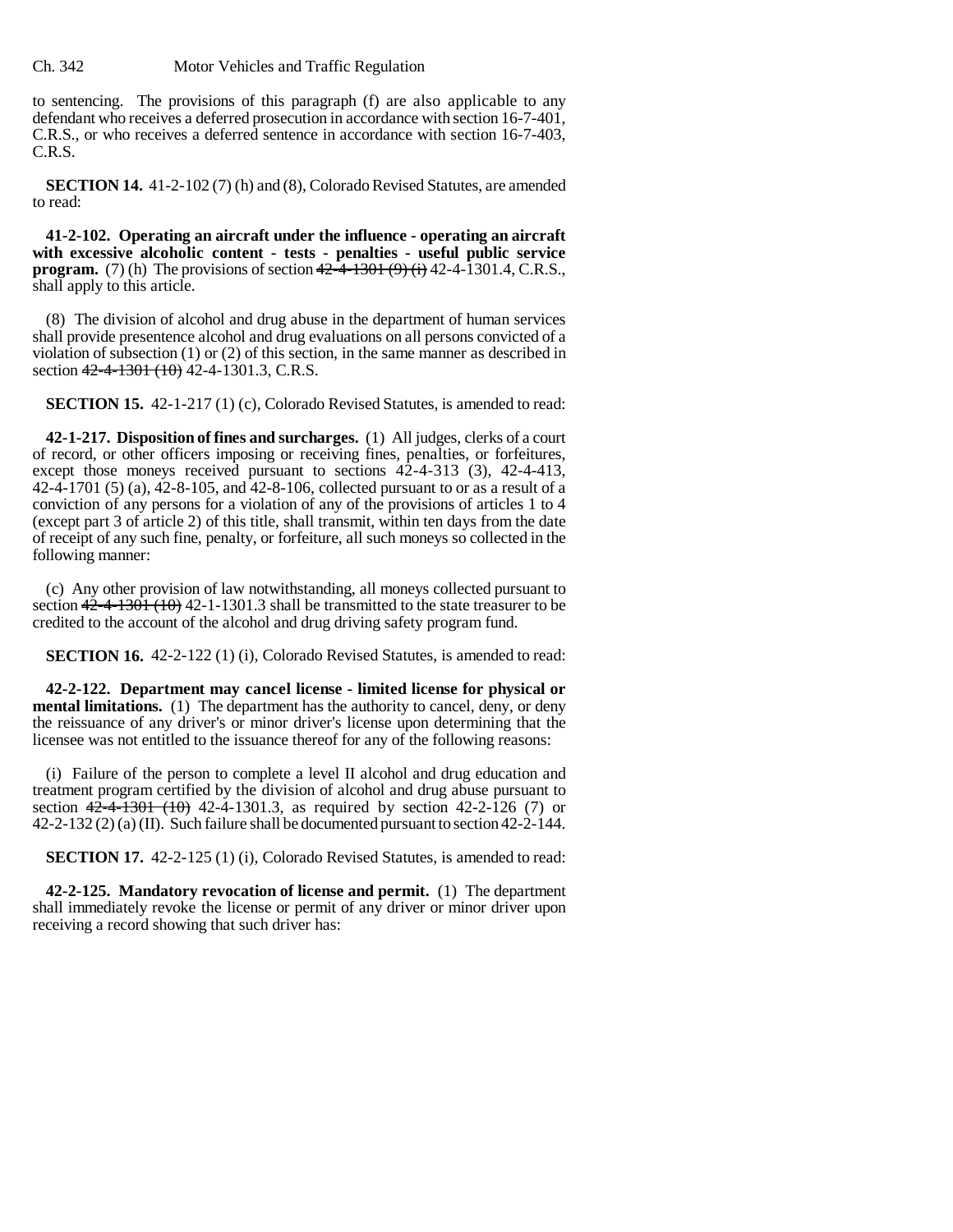to sentencing. The provisions of this paragraph (f) are also applicable to any defendant who receives a deferred prosecution in accordance with section 16-7-401, C.R.S., or who receives a deferred sentence in accordance with section 16-7-403, C.R.S.

**SECTION 14.** 41-2-102 (7) (h) and (8), Colorado Revised Statutes, are amended to read:

**41-2-102. Operating an aircraft under the influence - operating an aircraft with excessive alcoholic content - tests - penalties - useful public service program.** (7) (h) The provisions of section ~~42-4-1301 (9) (i)~~ 42-4-1301.4, C.R.S., shall apply to this article.

(8) The division of alcohol and drug abuse in the department of human services shall provide presentence alcohol and drug evaluations on all persons convicted of a violation of subsection (1) or (2) of this section, in the same manner as described in section ~~42-4-1301 (10)~~ 42-4-1301.3, C.R.S.

**SECTION 15.** 42-1-217 (1) (c), Colorado Revised Statutes, is amended to read:

**42-1-217. Disposition of fines and surcharges.** (1) All judges, clerks of a court of record, or other officers imposing or receiving fines, penalties, or forfeitures, except those moneys received pursuant to sections 42-4-313 (3), 42-4-413, 42-4-1701 (5) (a), 42-8-105, and 42-8-106, collected pursuant to or as a result of a conviction of any persons for a violation of any of the provisions of articles 1 to 4 (except part 3 of article 2) of this title, shall transmit, within ten days from the date of receipt of any such fine, penalty, or forfeiture, all such moneys so collected in the following manner:

(c) Any other provision of law notwithstanding, all moneys collected pursuant to section ~~42-4-1301 (10)~~ 42-1-1301.3 shall be transmitted to the state treasurer to be credited to the account of the alcohol and drug driving safety program fund.

**SECTION 16.** 42-2-122 (1) (i), Colorado Revised Statutes, is amended to read:

**42-2-122. Department may cancel license - limited license for physical or mental limitations.** (1) The department has the authority to cancel, deny, or deny the reissuance of any driver's or minor driver's license upon determining that the licensee was not entitled to the issuance thereof for any of the following reasons:

(i) Failure of the person to complete a level II alcohol and drug education and treatment program certified by the division of alcohol and drug abuse pursuant to section ~~42-4-1301 (10)~~ 42-4-1301.3, as required by section 42-2-126 (7) or 42-2-132 (2) (a) (II). Such failure shall be documented pursuant to section 42-2-144.

**SECTION 17.** 42-2-125 (1) (i), Colorado Revised Statutes, is amended to read:

**42-2-125. Mandatory revocation of license and permit.** (1) The department shall immediately revoke the license or permit of any driver or minor driver upon receiving a record showing that such driver has: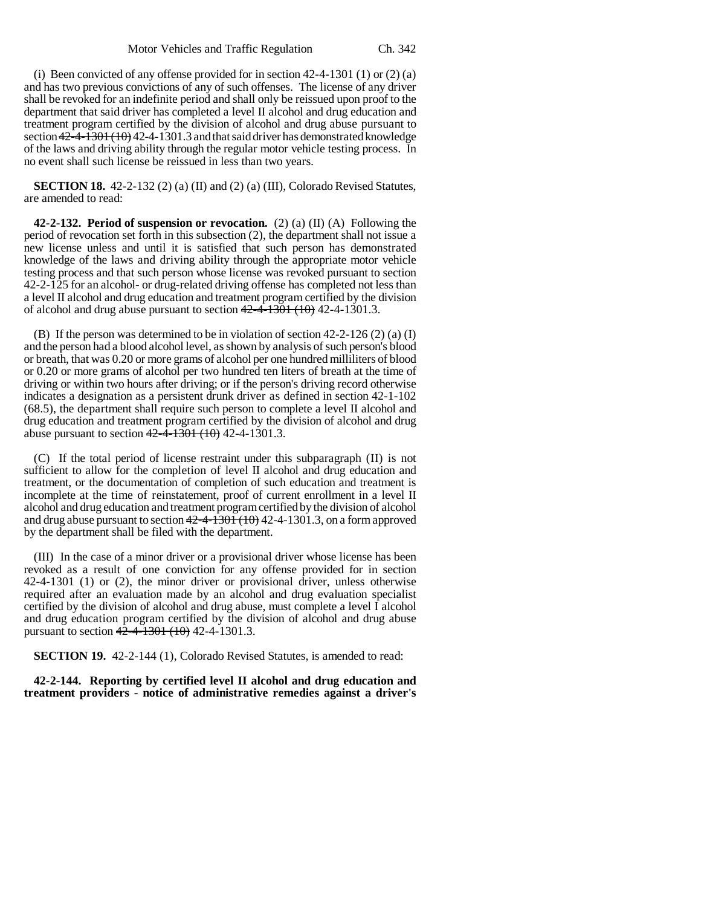(i) Been convicted of any offense provided for in section 42-4-1301 (1) or (2) (a) and has two previous convictions of any of such offenses. The license of any driver shall be revoked for an indefinite period and shall only be reissued upon proof to the department that said driver has completed a level II alcohol and drug education and treatment program certified by the division of alcohol and drug abuse pursuant to section ~~42-4-1301 (10)~~ 42-4-1301.3 and that said driver has demonstrated knowledge of the laws and driving ability through the regular motor vehicle testing process. In no event shall such license be reissued in less than two years.

**SECTION 18.** 42-2-132 (2) (a) (II) and (2) (a) (III), Colorado Revised Statutes, are amended to read:

**42-2-132. Period of suspension or revocation.** (2) (a) (II) (A) Following the period of revocation set forth in this subsection (2), the department shall not issue a new license unless and until it is satisfied that such person has demonstrated knowledge of the laws and driving ability through the appropriate motor vehicle testing process and that such person whose license was revoked pursuant to section 42-2-125 for an alcohol- or drug-related driving offense has completed not less than a level II alcohol and drug education and treatment program certified by the division of alcohol and drug abuse pursuant to section ~~42-4-1301 (10)~~ 42-4-1301.3.

(B) If the person was determined to be in violation of section 42-2-126 (2) (a) (I) and the person had a blood alcohol level, as shown by analysis of such person's blood or breath, that was 0.20 or more grams of alcohol per one hundred milliliters of blood or 0.20 or more grams of alcohol per two hundred ten liters of breath at the time of driving or within two hours after driving; or if the person's driving record otherwise indicates a designation as a persistent drunk driver as defined in section 42-1-102 (68.5), the department shall require such person to complete a level II alcohol and drug education and treatment program certified by the division of alcohol and drug abuse pursuant to section ~~42-4-1301 (10)~~ 42-4-1301.3.

(C) If the total period of license restraint under this subparagraph (II) is not sufficient to allow for the completion of level II alcohol and drug education and treatment, or the documentation of completion of such education and treatment is incomplete at the time of reinstatement, proof of current enrollment in a level II alcohol and drug education and treatment program certified by the division of alcohol and drug abuse pursuant to section ~~42-4-1301 (10)~~ 42-4-1301.3, on a form approved by the department shall be filed with the department.

(III) In the case of a minor driver or a provisional driver whose license has been revoked as a result of one conviction for any offense provided for in section 42-4-1301 (1) or (2), the minor driver or provisional driver, unless otherwise required after an evaluation made by an alcohol and drug evaluation specialist certified by the division of alcohol and drug abuse, must complete a level I alcohol and drug education program certified by the division of alcohol and drug abuse pursuant to section ~~42-4-1301 (10)~~ 42-4-1301.3.

**SECTION 19.** 42-2-144 (1), Colorado Revised Statutes, is amended to read:

**42-2-144. Reporting by certified level II alcohol and drug education and treatment providers - notice of administrative remedies against a driver's**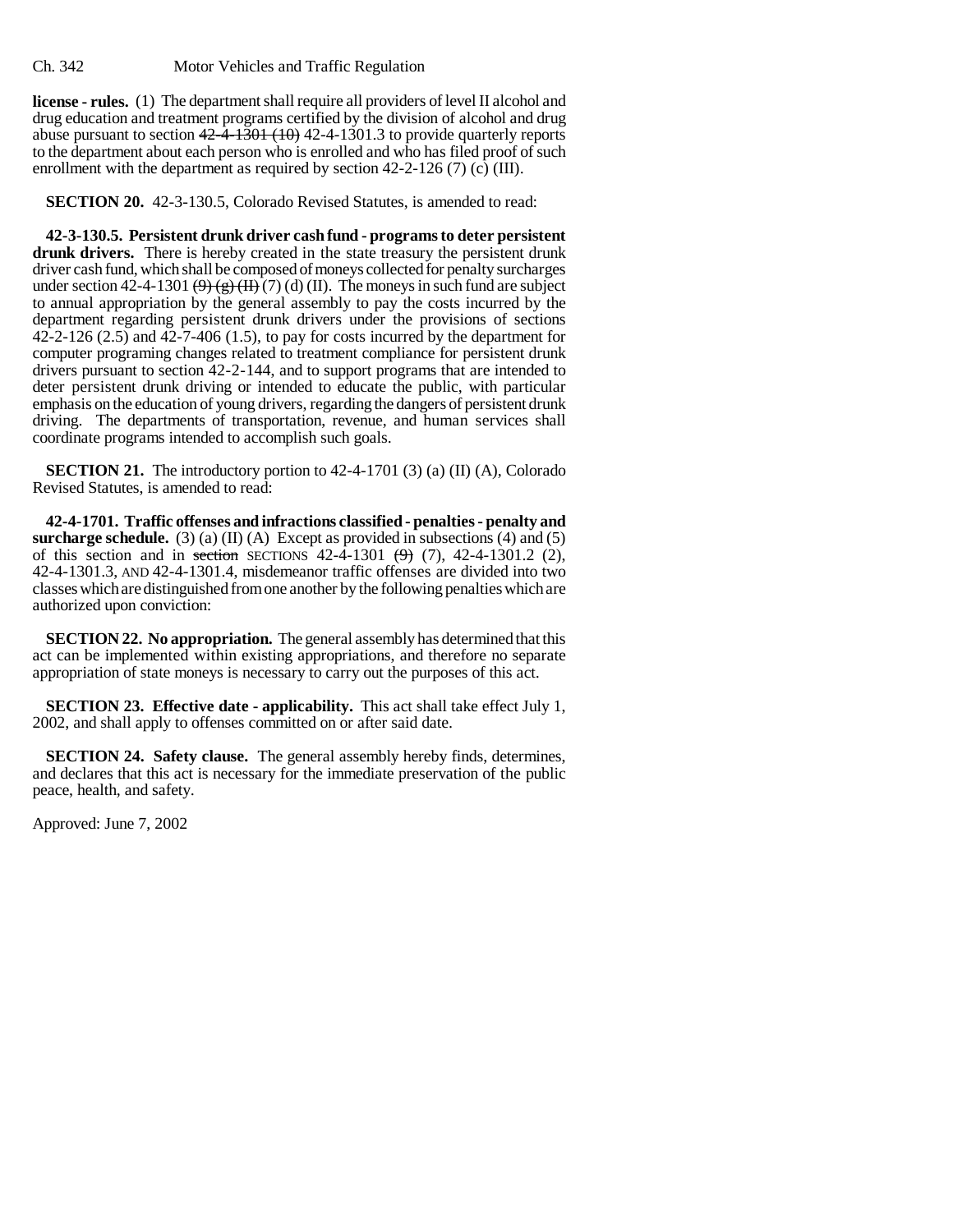**license - rules.** (1) The department shall require all providers of level II alcohol and drug education and treatment programs certified by the division of alcohol and drug abuse pursuant to section ~~42-4-1301 (10)~~ 42-4-1301.3 to provide quarterly reports to the department about each person who is enrolled and who has filed proof of such enrollment with the department as required by section 42-2-126 (7) (c) (III).

**SECTION 20.** 42-3-130.5, Colorado Revised Statutes, is amended to read:

**42-3-130.5. Persistent drunk driver cash fund - programs to deter persistent drunk drivers.** There is hereby created in the state treasury the persistent drunk driver cash fund, which shall be composed of moneys collected for penalty surcharges under section 42-4-1301 ~~(9) (g) (II)~~ (7) (d) (II). The moneys in such fund are subject to annual appropriation by the general assembly to pay the costs incurred by the department regarding persistent drunk drivers under the provisions of sections 42-2-126 (2.5) and 42-7-406 (1.5), to pay for costs incurred by the department for computer programing changes related to treatment compliance for persistent drunk drivers pursuant to section 42-2-144, and to support programs that are intended to deter persistent drunk driving or intended to educate the public, with particular emphasis on the education of young drivers, regarding the dangers of persistent drunk driving. The departments of transportation, revenue, and human services shall coordinate programs intended to accomplish such goals.

**SECTION 21.** The introductory portion to 42-4-1701 (3) (a) (II) (A), Colorado Revised Statutes, is amended to read:

**42-4-1701. Traffic offenses and infractions classified - penalties - penalty and surcharge schedule.** (3) (a) (II) (A) Except as provided in subsections (4) and (5) of this section and in ~~section~~ SECTIONS 42-4-1301 ~~(9)~~ (7), 42-4-1301.2 (2), 42-4-1301.3, AND 42-4-1301.4, misdemeanor traffic offenses are divided into two classes which are distinguished from one another by the following penalties which are authorized upon conviction:

**SECTION 22. No appropriation.** The general assembly has determined that this act can be implemented within existing appropriations, and therefore no separate appropriation of state moneys is necessary to carry out the purposes of this act.

**SECTION 23. Effective date - applicability.** This act shall take effect July 1, 2002, and shall apply to offenses committed on or after said date.

**SECTION 24. Safety clause.** The general assembly hereby finds, determines, and declares that this act is necessary for the immediate preservation of the public peace, health, and safety.

Approved: June 7, 2002